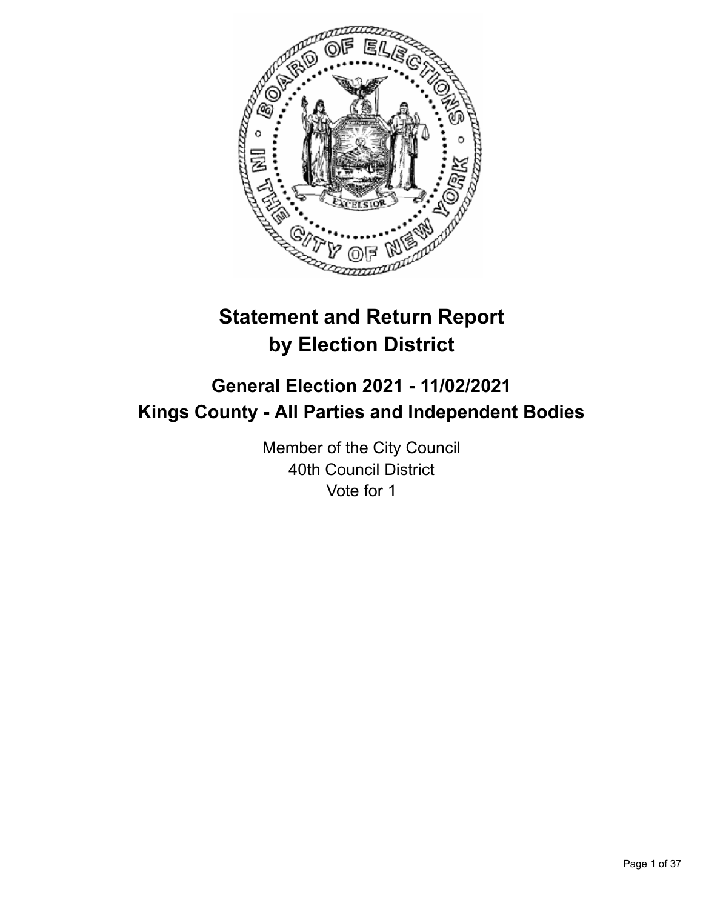# Statement and Return Report by Election District

## General Election 2021 - 11/02/2021
## Kings County - All Parties and Independent Bodies

Member of the City Council
40th Council District
Vote for 1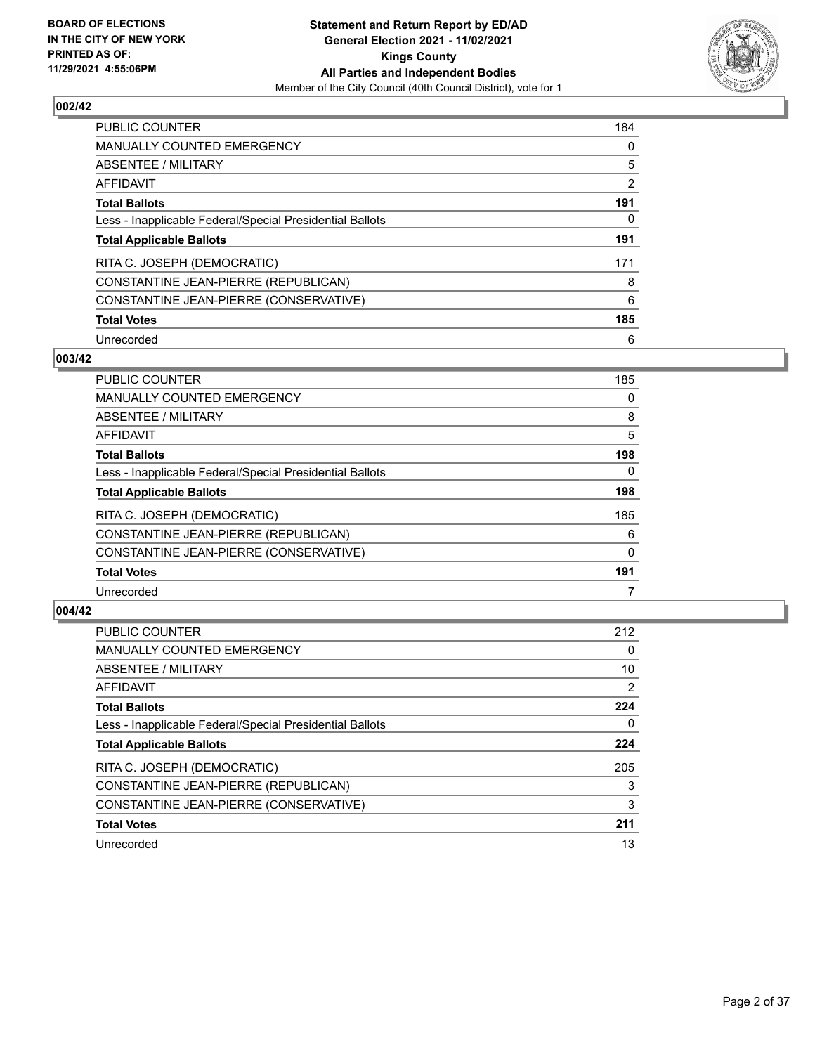**BOARD OF ELECTIONS IN THE CITY OF NEW YORK PRINTED AS OF: 11/29/2021 4:55:06PM**

**Statement and Return Report by ED/AD General Election 2021 - 11/02/2021 Kings County All Parties and Independent Bodies**

Member of the City Council (40th Council District), vote for 1

### 002/42

| | |
|---|---|
| PUBLIC COUNTER | 184 |
| MANUALLY COUNTED EMERGENCY | 0 |
| ABSENTEE / MILITARY | 5 |
| AFFIDAVIT | 2 |
| **Total Ballots** | **191** |
| Less - Inapplicable Federal/Special Presidential Ballots | 0 |
| **Total Applicable Ballots** | **191** |
| RITA C. JOSEPH (DEMOCRATIC) | 171 |
| CONSTANTINE JEAN-PIERRE (REPUBLICAN) | 8 |
| CONSTANTINE JEAN-PIERRE (CONSERVATIVE) | 6 |
| **Total Votes** | **185** |
| Unrecorded | 6 |

### 003/42

| | |
|---|---|
| PUBLIC COUNTER | 185 |
| MANUALLY COUNTED EMERGENCY | 0 |
| ABSENTEE / MILITARY | 8 |
| AFFIDAVIT | 5 |
| **Total Ballots** | **198** |
| Less - Inapplicable Federal/Special Presidential Ballots | 0 |
| **Total Applicable Ballots** | **198** |
| RITA C. JOSEPH (DEMOCRATIC) | 185 |
| CONSTANTINE JEAN-PIERRE (REPUBLICAN) | 6 |
| CONSTANTINE JEAN-PIERRE (CONSERVATIVE) | 0 |
| **Total Votes** | **191** |
| Unrecorded | 7 |

### 004/42

| | |
|---|---|
| PUBLIC COUNTER | 212 |
| MANUALLY COUNTED EMERGENCY | 0 |
| ABSENTEE / MILITARY | 10 |
| AFFIDAVIT | 2 |
| **Total Ballots** | **224** |
| Less - Inapplicable Federal/Special Presidential Ballots | 0 |
| **Total Applicable Ballots** | **224** |
| RITA C. JOSEPH (DEMOCRATIC) | 205 |
| CONSTANTINE JEAN-PIERRE (REPUBLICAN) | 3 |
| CONSTANTINE JEAN-PIERRE (CONSERVATIVE) | 3 |
| **Total Votes** | **211** |
| Unrecorded | 13 |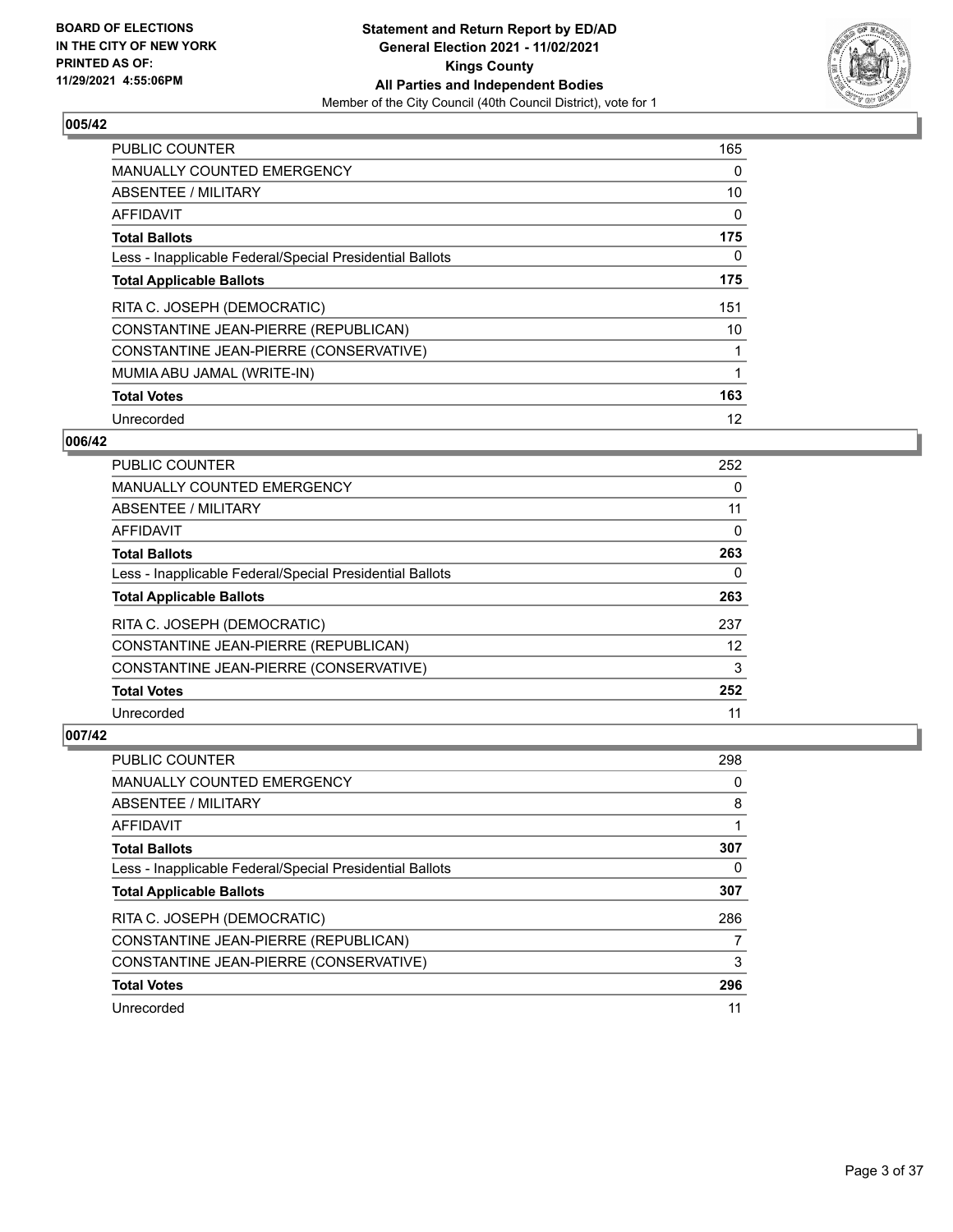## 005/42

| | |
|---|---|
| PUBLIC COUNTER | 165 |
| MANUALLY COUNTED EMERGENCY | 0 |
| ABSENTEE / MILITARY | 10 |
| AFFIDAVIT | 0 |
| **Total Ballots** | **175** |
| Less - Inapplicable Federal/Special Presidential Ballots | 0 |
| **Total Applicable Ballots** | **175** |
| RITA C. JOSEPH (DEMOCRATIC) | 151 |
| CONSTANTINE JEAN-PIERRE (REPUBLICAN) | 10 |
| CONSTANTINE JEAN-PIERRE (CONSERVATIVE) | 1 |
| MUMIA ABU JAMAL (WRITE-IN) | 1 |
| **Total Votes** | **163** |
| Unrecorded | 12 |

## 006/42

| | |
|---|---|
| PUBLIC COUNTER | 252 |
| MANUALLY COUNTED EMERGENCY | 0 |
| ABSENTEE / MILITARY | 11 |
| AFFIDAVIT | 0 |
| **Total Ballots** | **263** |
| Less - Inapplicable Federal/Special Presidential Ballots | 0 |
| **Total Applicable Ballots** | **263** |
| RITA C. JOSEPH (DEMOCRATIC) | 237 |
| CONSTANTINE JEAN-PIERRE (REPUBLICAN) | 12 |
| CONSTANTINE JEAN-PIERRE (CONSERVATIVE) | 3 |
| **Total Votes** | **252** |
| Unrecorded | 11 |

## 007/42

| | |
|---|---|
| PUBLIC COUNTER | 298 |
| MANUALLY COUNTED EMERGENCY | 0 |
| ABSENTEE / MILITARY | 8 |
| AFFIDAVIT | 1 |
| **Total Ballots** | **307** |
| Less - Inapplicable Federal/Special Presidential Ballots | 0 |
| **Total Applicable Ballots** | **307** |
| RITA C. JOSEPH (DEMOCRATIC) | 286 |
| CONSTANTINE JEAN-PIERRE (REPUBLICAN) | 7 |
| CONSTANTINE JEAN-PIERRE (CONSERVATIVE) | 3 |
| **Total Votes** | **296** |
| Unrecorded | 11 |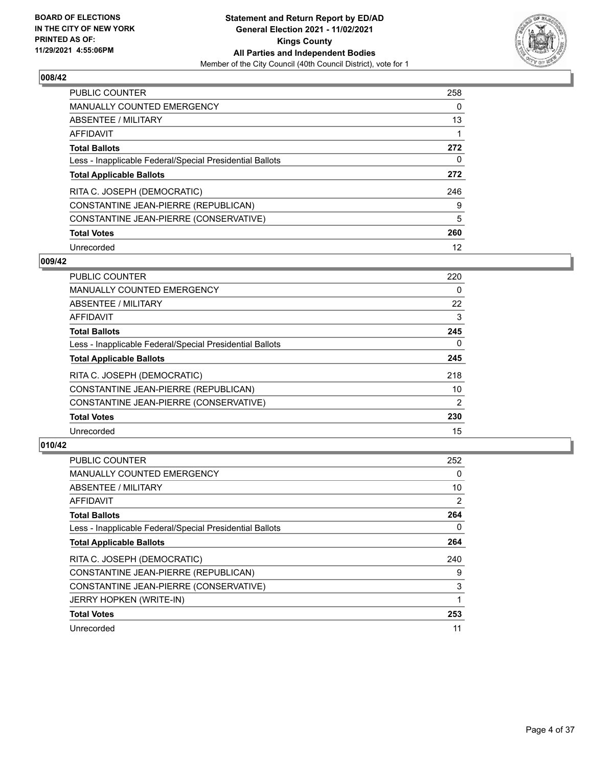## 008/42

| | |
|---|---|
| PUBLIC COUNTER | 258 |
| MANUALLY COUNTED EMERGENCY | 0 |
| ABSENTEE / MILITARY | 13 |
| AFFIDAVIT | 1 |
| **Total Ballots** | **272** |
| Less - Inapplicable Federal/Special Presidential Ballots | 0 |
| **Total Applicable Ballots** | **272** |
| RITA C. JOSEPH (DEMOCRATIC) | 246 |
| CONSTANTINE JEAN-PIERRE (REPUBLICAN) | 9 |
| CONSTANTINE JEAN-PIERRE (CONSERVATIVE) | 5 |
| **Total Votes** | **260** |
| Unrecorded | 12 |

## 009/42

| | |
|---|---|
| PUBLIC COUNTER | 220 |
| MANUALLY COUNTED EMERGENCY | 0 |
| ABSENTEE / MILITARY | 22 |
| AFFIDAVIT | 3 |
| **Total Ballots** | **245** |
| Less - Inapplicable Federal/Special Presidential Ballots | 0 |
| **Total Applicable Ballots** | **245** |
| RITA C. JOSEPH (DEMOCRATIC) | 218 |
| CONSTANTINE JEAN-PIERRE (REPUBLICAN) | 10 |
| CONSTANTINE JEAN-PIERRE (CONSERVATIVE) | 2 |
| **Total Votes** | **230** |
| Unrecorded | 15 |

## 010/42

| | |
|---|---|
| PUBLIC COUNTER | 252 |
| MANUALLY COUNTED EMERGENCY | 0 |
| ABSENTEE / MILITARY | 10 |
| AFFIDAVIT | 2 |
| **Total Ballots** | **264** |
| Less - Inapplicable Federal/Special Presidential Ballots | 0 |
| **Total Applicable Ballots** | **264** |
| RITA C. JOSEPH (DEMOCRATIC) | 240 |
| CONSTANTINE JEAN-PIERRE (REPUBLICAN) | 9 |
| CONSTANTINE JEAN-PIERRE (CONSERVATIVE) | 3 |
| JERRY HOPKEN (WRITE-IN) | 1 |
| **Total Votes** | **253** |
| Unrecorded | 11 |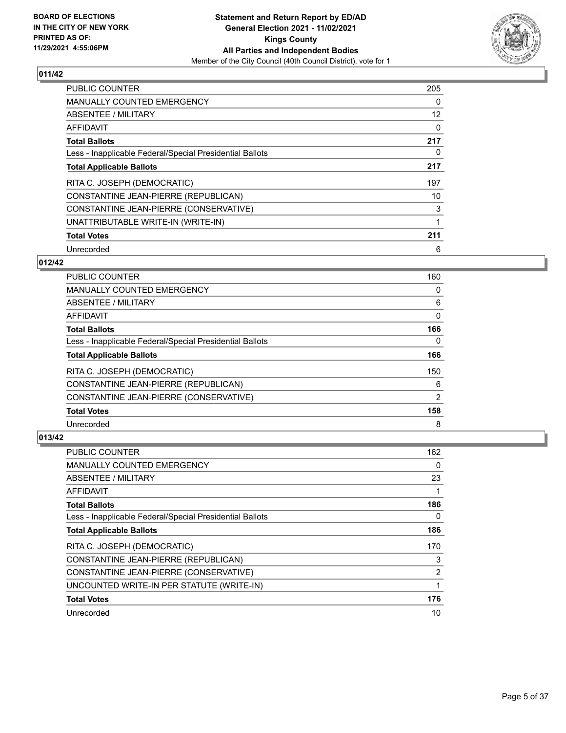**BOARD OF ELECTIONS IN THE CITY OF NEW YORK PRINTED AS OF: 11/29/2021 4:55:06PM**

**Statement and Return Report by ED/AD General Election 2021 - 11/02/2021 Kings County All Parties and Independent Bodies**

Member of the City Council (40th Council District), vote for 1

## 011/42

| | |
|---|---|
| PUBLIC COUNTER | 205 |
| MANUALLY COUNTED EMERGENCY | 0 |
| ABSENTEE / MILITARY | 12 |
| AFFIDAVIT | 0 |
| **Total Ballots** | **217** |
| Less - Inapplicable Federal/Special Presidential Ballots | 0 |
| **Total Applicable Ballots** | **217** |
| RITA C. JOSEPH (DEMOCRATIC) | 197 |
| CONSTANTINE JEAN-PIERRE (REPUBLICAN) | 10 |
| CONSTANTINE JEAN-PIERRE (CONSERVATIVE) | 3 |
| UNATTRIBUTABLE WRITE-IN (WRITE-IN) | 1 |
| **Total Votes** | **211** |
| Unrecorded | 6 |

## 012/42

| | |
|---|---|
| PUBLIC COUNTER | 160 |
| MANUALLY COUNTED EMERGENCY | 0 |
| ABSENTEE / MILITARY | 6 |
| AFFIDAVIT | 0 |
| **Total Ballots** | **166** |
| Less - Inapplicable Federal/Special Presidential Ballots | 0 |
| **Total Applicable Ballots** | **166** |
| RITA C. JOSEPH (DEMOCRATIC) | 150 |
| CONSTANTINE JEAN-PIERRE (REPUBLICAN) | 6 |
| CONSTANTINE JEAN-PIERRE (CONSERVATIVE) | 2 |
| **Total Votes** | **158** |
| Unrecorded | 8 |

## 013/42

| | |
|---|---|
| PUBLIC COUNTER | 162 |
| MANUALLY COUNTED EMERGENCY | 0 |
| ABSENTEE / MILITARY | 23 |
| AFFIDAVIT | 1 |
| **Total Ballots** | **186** |
| Less - Inapplicable Federal/Special Presidential Ballots | 0 |
| **Total Applicable Ballots** | **186** |
| RITA C. JOSEPH (DEMOCRATIC) | 170 |
| CONSTANTINE JEAN-PIERRE (REPUBLICAN) | 3 |
| CONSTANTINE JEAN-PIERRE (CONSERVATIVE) | 2 |
| UNCOUNTED WRITE-IN PER STATUTE (WRITE-IN) | 1 |
| **Total Votes** | **176** |
| Unrecorded | 10 |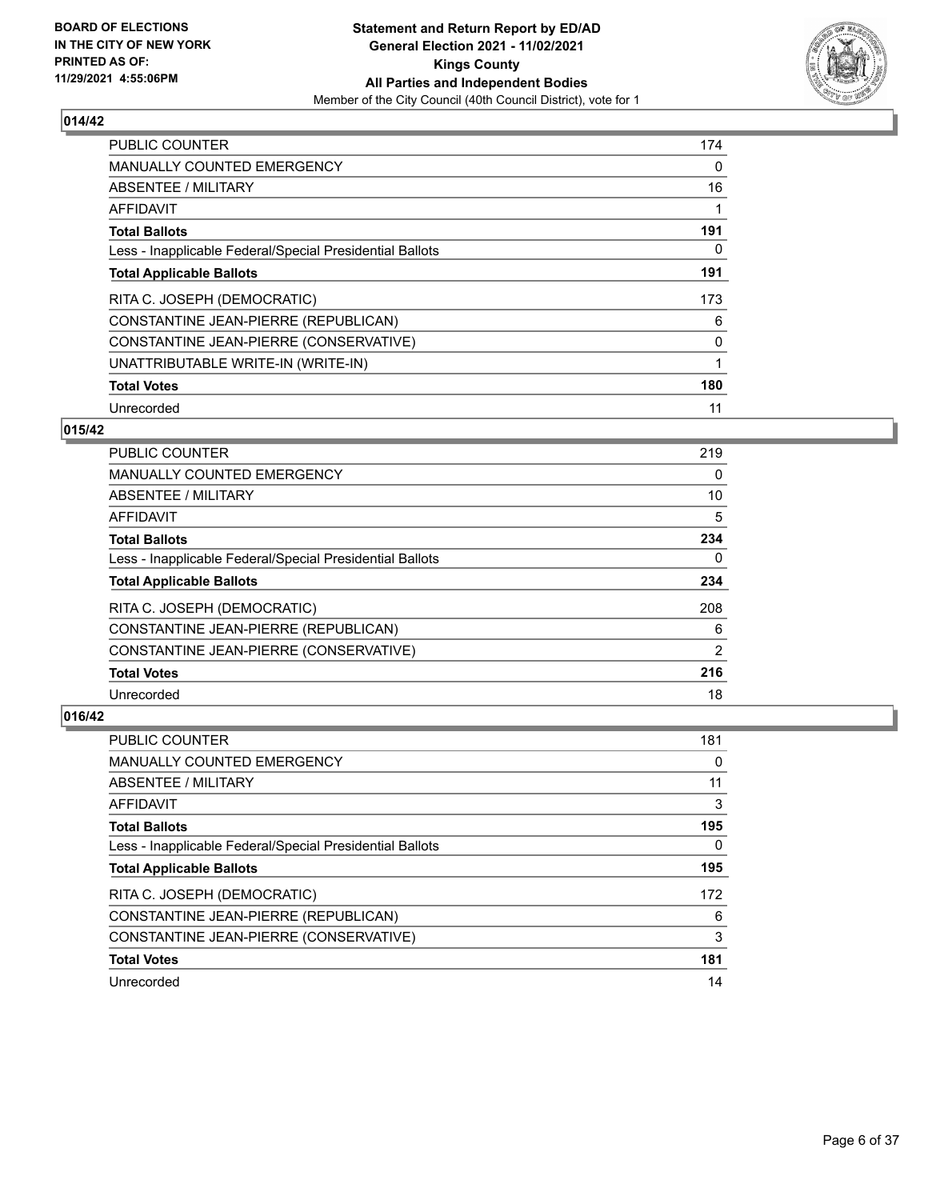**BOARD OF ELECTIONS IN THE CITY OF NEW YORK PRINTED AS OF: 11/29/2021 4:55:06PM**

**Statement and Return Report by ED/AD General Election 2021 - 11/02/2021 Kings County All Parties and Independent Bodies**

Member of the City Council (40th Council District), vote for 1

## 014/42

| | |
|---|---|
| PUBLIC COUNTER | 174 |
| MANUALLY COUNTED EMERGENCY | 0 |
| ABSENTEE / MILITARY | 16 |
| AFFIDAVIT | 1 |
| **Total Ballots** | **191** |
| Less - Inapplicable Federal/Special Presidential Ballots | 0 |
| **Total Applicable Ballots** | **191** |
| RITA C. JOSEPH (DEMOCRATIC) | 173 |
| CONSTANTINE JEAN-PIERRE (REPUBLICAN) | 6 |
| CONSTANTINE JEAN-PIERRE (CONSERVATIVE) | 0 |
| UNATTRIBUTABLE WRITE-IN (WRITE-IN) | 1 |
| **Total Votes** | **180** |
| Unrecorded | 11 |

## 015/42

| | |
|---|---|
| PUBLIC COUNTER | 219 |
| MANUALLY COUNTED EMERGENCY | 0 |
| ABSENTEE / MILITARY | 10 |
| AFFIDAVIT | 5 |
| **Total Ballots** | **234** |
| Less - Inapplicable Federal/Special Presidential Ballots | 0 |
| **Total Applicable Ballots** | **234** |
| RITA C. JOSEPH (DEMOCRATIC) | 208 |
| CONSTANTINE JEAN-PIERRE (REPUBLICAN) | 6 |
| CONSTANTINE JEAN-PIERRE (CONSERVATIVE) | 2 |
| **Total Votes** | **216** |
| Unrecorded | 18 |

## 016/42

| | |
|---|---|
| PUBLIC COUNTER | 181 |
| MANUALLY COUNTED EMERGENCY | 0 |
| ABSENTEE / MILITARY | 11 |
| AFFIDAVIT | 3 |
| **Total Ballots** | **195** |
| Less - Inapplicable Federal/Special Presidential Ballots | 0 |
| **Total Applicable Ballots** | **195** |
| RITA C. JOSEPH (DEMOCRATIC) | 172 |
| CONSTANTINE JEAN-PIERRE (REPUBLICAN) | 6 |
| CONSTANTINE JEAN-PIERRE (CONSERVATIVE) | 3 |
| **Total Votes** | **181** |
| Unrecorded | 14 |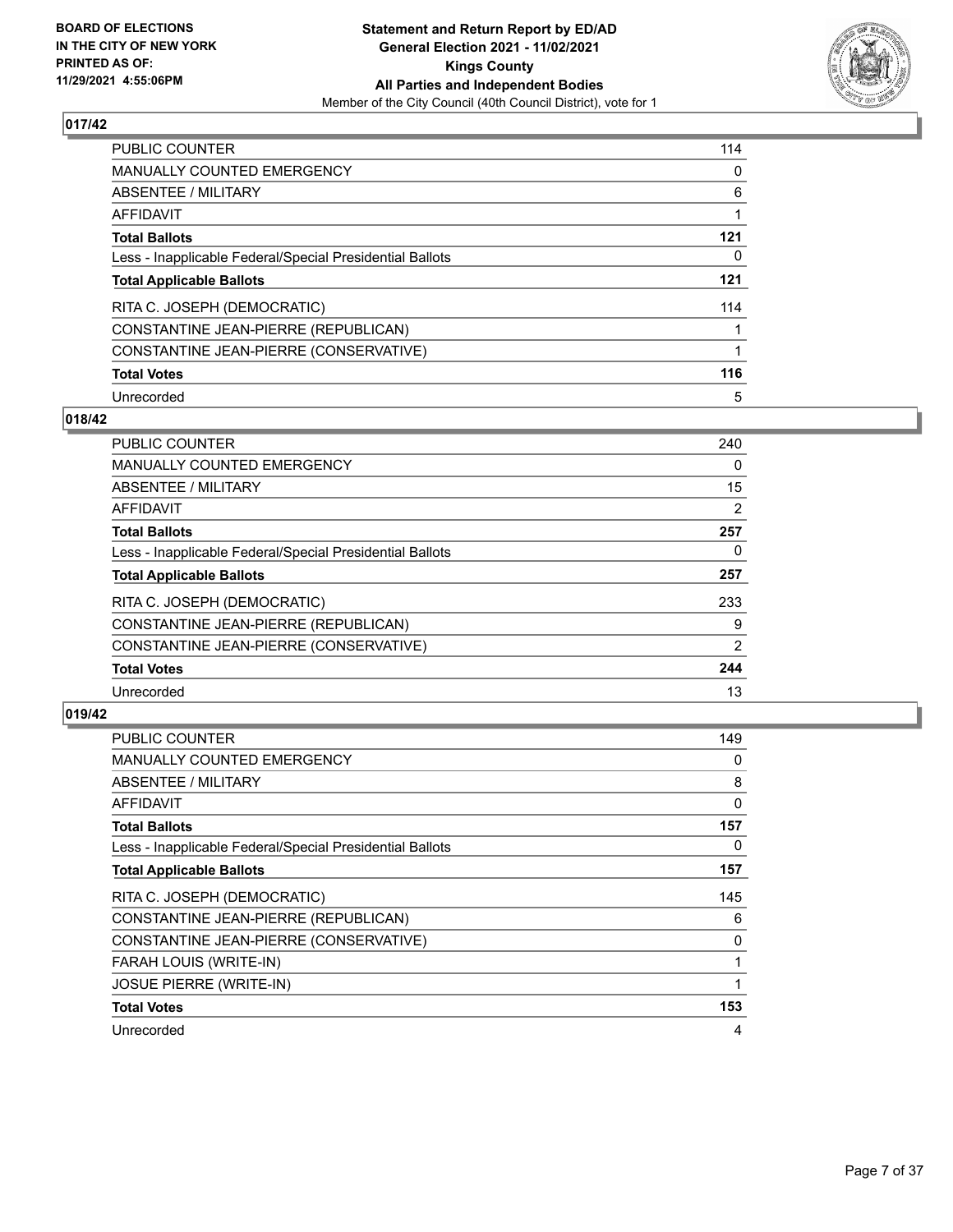**BOARD OF ELECTIONS IN THE CITY OF NEW YORK PRINTED AS OF: 11/29/2021 4:55:06PM**

**Statement and Return Report by ED/AD General Election 2021 - 11/02/2021 Kings County All Parties and Independent Bodies**

Member of the City Council (40th Council District), vote for 1

### 017/42

| | |
|---|---|
| PUBLIC COUNTER | 114 |
| MANUALLY COUNTED EMERGENCY | 0 |
| ABSENTEE / MILITARY | 6 |
| AFFIDAVIT | 1 |
| **Total Ballots** | **121** |
| Less - Inapplicable Federal/Special Presidential Ballots | 0 |
| **Total Applicable Ballots** | **121** |
| RITA C. JOSEPH (DEMOCRATIC) | 114 |
| CONSTANTINE JEAN-PIERRE (REPUBLICAN) | 1 |
| CONSTANTINE JEAN-PIERRE (CONSERVATIVE) | 1 |
| **Total Votes** | **116** |
| Unrecorded | 5 |

### 018/42

| | |
|---|---|
| PUBLIC COUNTER | 240 |
| MANUALLY COUNTED EMERGENCY | 0 |
| ABSENTEE / MILITARY | 15 |
| AFFIDAVIT | 2 |
| **Total Ballots** | **257** |
| Less - Inapplicable Federal/Special Presidential Ballots | 0 |
| **Total Applicable Ballots** | **257** |
| RITA C. JOSEPH (DEMOCRATIC) | 233 |
| CONSTANTINE JEAN-PIERRE (REPUBLICAN) | 9 |
| CONSTANTINE JEAN-PIERRE (CONSERVATIVE) | 2 |
| **Total Votes** | **244** |
| Unrecorded | 13 |

### 019/42

| | |
|---|---|
| PUBLIC COUNTER | 149 |
| MANUALLY COUNTED EMERGENCY | 0 |
| ABSENTEE / MILITARY | 8 |
| AFFIDAVIT | 0 |
| **Total Ballots** | **157** |
| Less - Inapplicable Federal/Special Presidential Ballots | 0 |
| **Total Applicable Ballots** | **157** |
| RITA C. JOSEPH (DEMOCRATIC) | 145 |
| CONSTANTINE JEAN-PIERRE (REPUBLICAN) | 6 |
| CONSTANTINE JEAN-PIERRE (CONSERVATIVE) | 0 |
| FARAH LOUIS (WRITE-IN) | 1 |
| JOSUE PIERRE (WRITE-IN) | 1 |
| **Total Votes** | **153** |
| Unrecorded | 4 |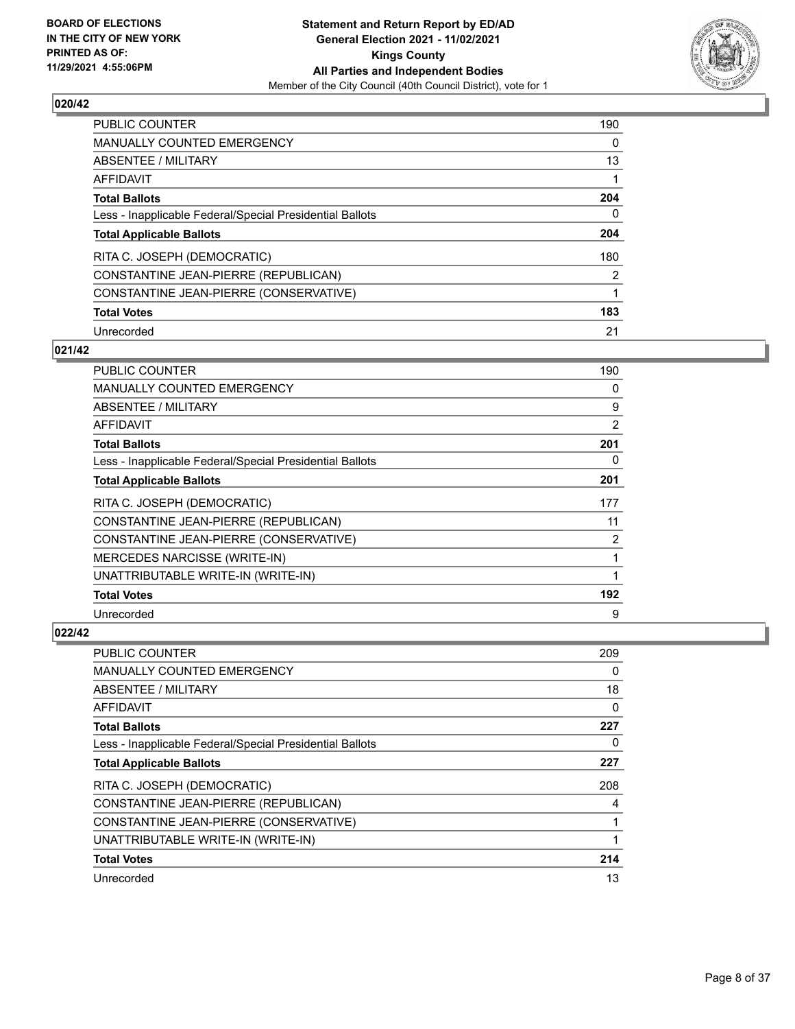### 020/42

| | |
|---|---|
| PUBLIC COUNTER | 190 |
| MANUALLY COUNTED EMERGENCY | 0 |
| ABSENTEE / MILITARY | 13 |
| AFFIDAVIT | 1 |
| **Total Ballots** | **204** |
| Less - Inapplicable Federal/Special Presidential Ballots | 0 |
| **Total Applicable Ballots** | **204** |
| RITA C. JOSEPH (DEMOCRATIC) | 180 |
| CONSTANTINE JEAN-PIERRE (REPUBLICAN) | 2 |
| CONSTANTINE JEAN-PIERRE (CONSERVATIVE) | 1 |
| **Total Votes** | **183** |
| Unrecorded | 21 |

### 021/42

| | |
|---|---|
| PUBLIC COUNTER | 190 |
| MANUALLY COUNTED EMERGENCY | 0 |
| ABSENTEE / MILITARY | 9 |
| AFFIDAVIT | 2 |
| **Total Ballots** | **201** |
| Less - Inapplicable Federal/Special Presidential Ballots | 0 |
| **Total Applicable Ballots** | **201** |
| RITA C. JOSEPH (DEMOCRATIC) | 177 |
| CONSTANTINE JEAN-PIERRE (REPUBLICAN) | 11 |
| CONSTANTINE JEAN-PIERRE (CONSERVATIVE) | 2 |
| MERCEDES NARCISSE (WRITE-IN) | 1 |
| UNATTRIBUTABLE WRITE-IN (WRITE-IN) | 1 |
| **Total Votes** | **192** |
| Unrecorded | 9 |

### 022/42

| | |
|---|---|
| PUBLIC COUNTER | 209 |
| MANUALLY COUNTED EMERGENCY | 0 |
| ABSENTEE / MILITARY | 18 |
| AFFIDAVIT | 0 |
| **Total Ballots** | **227** |
| Less - Inapplicable Federal/Special Presidential Ballots | 0 |
| **Total Applicable Ballots** | **227** |
| RITA C. JOSEPH (DEMOCRATIC) | 208 |
| CONSTANTINE JEAN-PIERRE (REPUBLICAN) | 4 |
| CONSTANTINE JEAN-PIERRE (CONSERVATIVE) | 1 |
| UNATTRIBUTABLE WRITE-IN (WRITE-IN) | 1 |
| **Total Votes** | **214** |
| Unrecorded | 13 |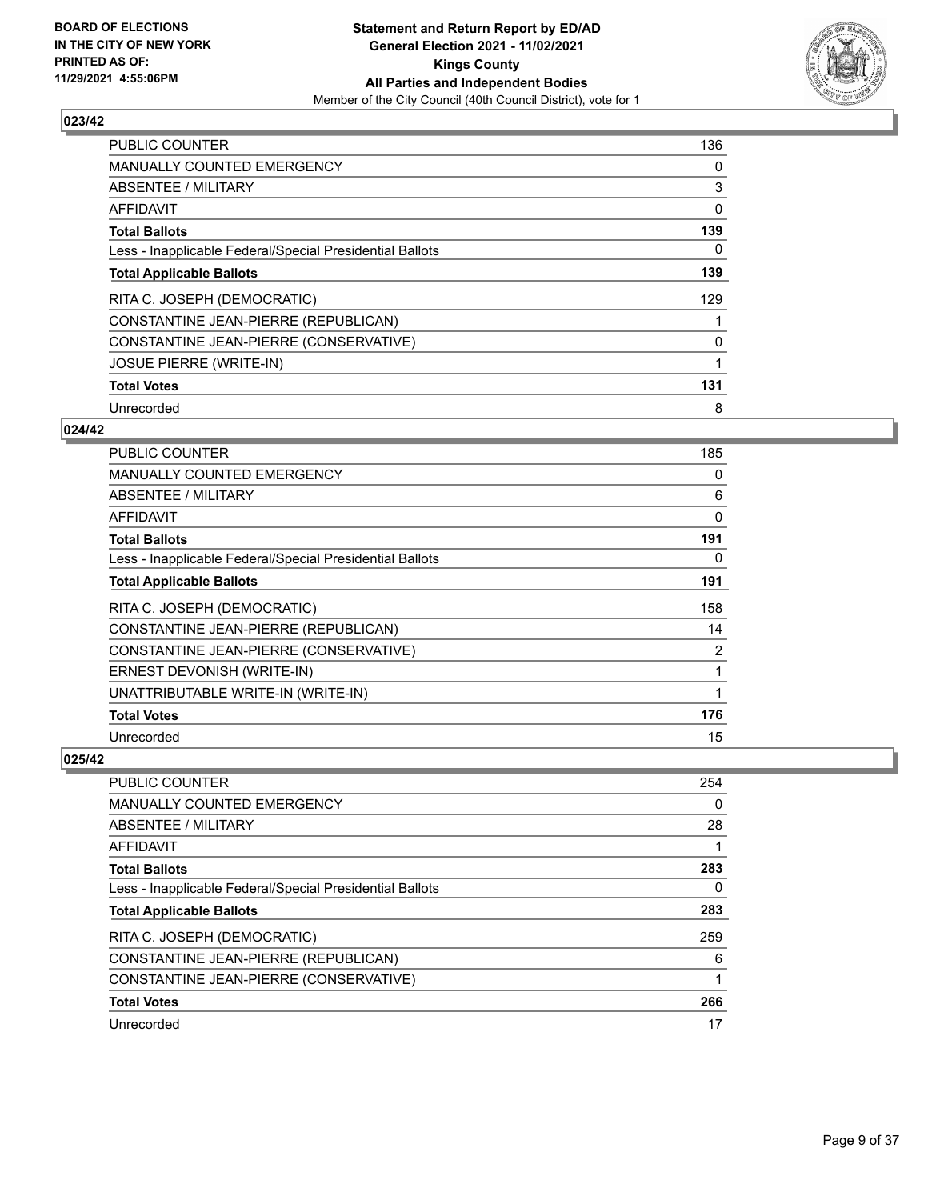## 023/42

| | |
|---|---|
| PUBLIC COUNTER | 136 |
| MANUALLY COUNTED EMERGENCY | 0 |
| ABSENTEE / MILITARY | 3 |
| AFFIDAVIT | 0 |
| **Total Ballots** | **139** |
| Less - Inapplicable Federal/Special Presidential Ballots | 0 |
| **Total Applicable Ballots** | **139** |
| RITA C. JOSEPH (DEMOCRATIC) | 129 |
| CONSTANTINE JEAN-PIERRE (REPUBLICAN) | 1 |
| CONSTANTINE JEAN-PIERRE (CONSERVATIVE) | 0 |
| JOSUE PIERRE (WRITE-IN) | 1 |
| **Total Votes** | **131** |
| Unrecorded | 8 |

## 024/42

| | |
|---|---|
| PUBLIC COUNTER | 185 |
| MANUALLY COUNTED EMERGENCY | 0 |
| ABSENTEE / MILITARY | 6 |
| AFFIDAVIT | 0 |
| **Total Ballots** | **191** |
| Less - Inapplicable Federal/Special Presidential Ballots | 0 |
| **Total Applicable Ballots** | **191** |
| RITA C. JOSEPH (DEMOCRATIC) | 158 |
| CONSTANTINE JEAN-PIERRE (REPUBLICAN) | 14 |
| CONSTANTINE JEAN-PIERRE (CONSERVATIVE) | 2 |
| ERNEST DEVONISH (WRITE-IN) | 1 |
| UNATTRIBUTABLE WRITE-IN (WRITE-IN) | 1 |
| **Total Votes** | **176** |
| Unrecorded | 15 |

## 025/42

| | |
|---|---|
| PUBLIC COUNTER | 254 |
| MANUALLY COUNTED EMERGENCY | 0 |
| ABSENTEE / MILITARY | 28 |
| AFFIDAVIT | 1 |
| **Total Ballots** | **283** |
| Less - Inapplicable Federal/Special Presidential Ballots | 0 |
| **Total Applicable Ballots** | **283** |
| RITA C. JOSEPH (DEMOCRATIC) | 259 |
| CONSTANTINE JEAN-PIERRE (REPUBLICAN) | 6 |
| CONSTANTINE JEAN-PIERRE (CONSERVATIVE) | 1 |
| **Total Votes** | **266** |
| Unrecorded | 17 |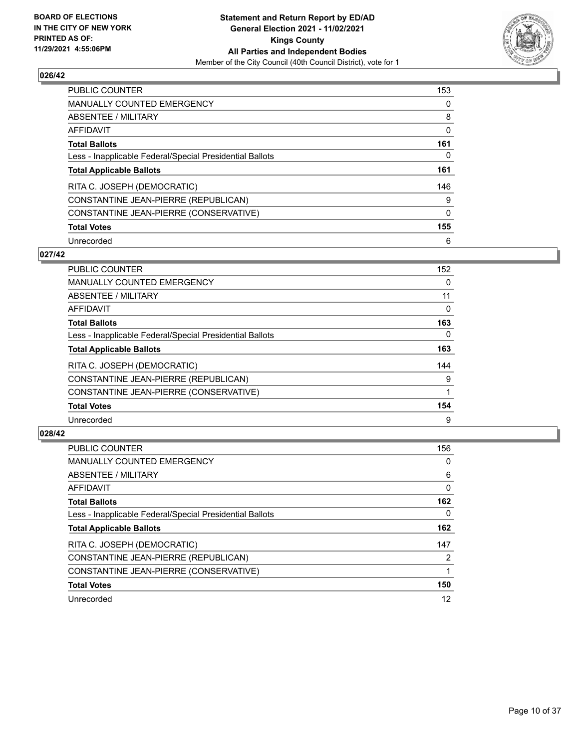## 026/42

| | |
|---|---|
| PUBLIC COUNTER | 153 |
| MANUALLY COUNTED EMERGENCY | 0 |
| ABSENTEE / MILITARY | 8 |
| AFFIDAVIT | 0 |
| **Total Ballots** | **161** |
| Less - Inapplicable Federal/Special Presidential Ballots | 0 |
| **Total Applicable Ballots** | **161** |
| RITA C. JOSEPH (DEMOCRATIC) | 146 |
| CONSTANTINE JEAN-PIERRE (REPUBLICAN) | 9 |
| CONSTANTINE JEAN-PIERRE (CONSERVATIVE) | 0 |
| **Total Votes** | **155** |
| Unrecorded | 6 |

## 027/42

| | |
|---|---|
| PUBLIC COUNTER | 152 |
| MANUALLY COUNTED EMERGENCY | 0 |
| ABSENTEE / MILITARY | 11 |
| AFFIDAVIT | 0 |
| **Total Ballots** | **163** |
| Less - Inapplicable Federal/Special Presidential Ballots | 0 |
| **Total Applicable Ballots** | **163** |
| RITA C. JOSEPH (DEMOCRATIC) | 144 |
| CONSTANTINE JEAN-PIERRE (REPUBLICAN) | 9 |
| CONSTANTINE JEAN-PIERRE (CONSERVATIVE) | 1 |
| **Total Votes** | **154** |
| Unrecorded | 9 |

## 028/42

| | |
|---|---|
| PUBLIC COUNTER | 156 |
| MANUALLY COUNTED EMERGENCY | 0 |
| ABSENTEE / MILITARY | 6 |
| AFFIDAVIT | 0 |
| **Total Ballots** | **162** |
| Less - Inapplicable Federal/Special Presidential Ballots | 0 |
| **Total Applicable Ballots** | **162** |
| RITA C. JOSEPH (DEMOCRATIC) | 147 |
| CONSTANTINE JEAN-PIERRE (REPUBLICAN) | 2 |
| CONSTANTINE JEAN-PIERRE (CONSERVATIVE) | 1 |
| **Total Votes** | **150** |
| Unrecorded | 12 |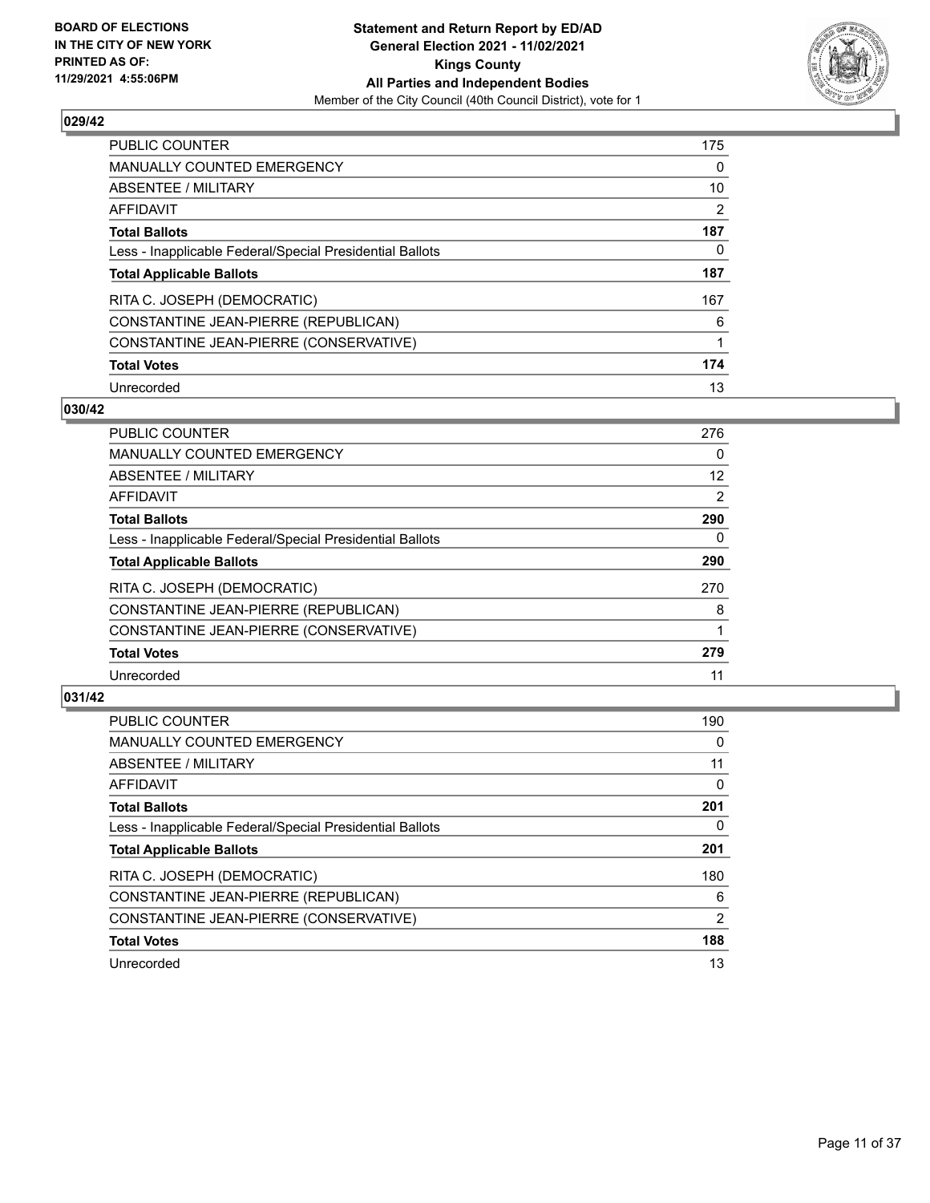## 029/42

| | |
|---|---|
| PUBLIC COUNTER | 175 |
| MANUALLY COUNTED EMERGENCY | 0 |
| ABSENTEE / MILITARY | 10 |
| AFFIDAVIT | 2 |
| **Total Ballots** | **187** |
| Less - Inapplicable Federal/Special Presidential Ballots | 0 |
| **Total Applicable Ballots** | **187** |
| RITA C. JOSEPH (DEMOCRATIC) | 167 |
| CONSTANTINE JEAN-PIERRE (REPUBLICAN) | 6 |
| CONSTANTINE JEAN-PIERRE (CONSERVATIVE) | 1 |
| **Total Votes** | **174** |
| Unrecorded | 13 |

## 030/42

| | |
|---|---|
| PUBLIC COUNTER | 276 |
| MANUALLY COUNTED EMERGENCY | 0 |
| ABSENTEE / MILITARY | 12 |
| AFFIDAVIT | 2 |
| **Total Ballots** | **290** |
| Less - Inapplicable Federal/Special Presidential Ballots | 0 |
| **Total Applicable Ballots** | **290** |
| RITA C. JOSEPH (DEMOCRATIC) | 270 |
| CONSTANTINE JEAN-PIERRE (REPUBLICAN) | 8 |
| CONSTANTINE JEAN-PIERRE (CONSERVATIVE) | 1 |
| **Total Votes** | **279** |
| Unrecorded | 11 |

## 031/42

| | |
|---|---|
| PUBLIC COUNTER | 190 |
| MANUALLY COUNTED EMERGENCY | 0 |
| ABSENTEE / MILITARY | 11 |
| AFFIDAVIT | 0 |
| **Total Ballots** | **201** |
| Less - Inapplicable Federal/Special Presidential Ballots | 0 |
| **Total Applicable Ballots** | **201** |
| RITA C. JOSEPH (DEMOCRATIC) | 180 |
| CONSTANTINE JEAN-PIERRE (REPUBLICAN) | 6 |
| CONSTANTINE JEAN-PIERRE (CONSERVATIVE) | 2 |
| **Total Votes** | **188** |
| Unrecorded | 13 |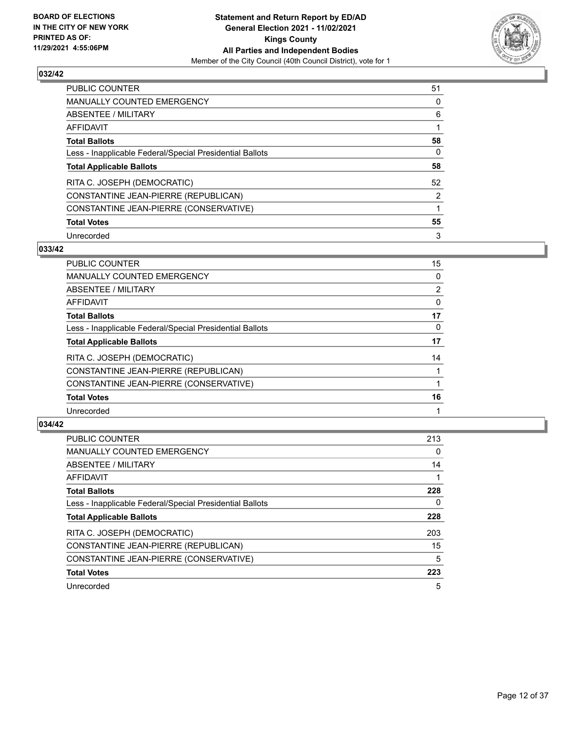## 032/42

| | |
|---|---|
| PUBLIC COUNTER | 51 |
| MANUALLY COUNTED EMERGENCY | 0 |
| ABSENTEE / MILITARY | 6 |
| AFFIDAVIT | 1 |
| **Total Ballots** | **58** |
| Less - Inapplicable Federal/Special Presidential Ballots | 0 |
| **Total Applicable Ballots** | **58** |
| RITA C. JOSEPH (DEMOCRATIC) | 52 |
| CONSTANTINE JEAN-PIERRE (REPUBLICAN) | 2 |
| CONSTANTINE JEAN-PIERRE (CONSERVATIVE) | 1 |
| **Total Votes** | **55** |
| Unrecorded | 3 |

## 033/42

| | |
|---|---|
| PUBLIC COUNTER | 15 |
| MANUALLY COUNTED EMERGENCY | 0 |
| ABSENTEE / MILITARY | 2 |
| AFFIDAVIT | 0 |
| **Total Ballots** | **17** |
| Less - Inapplicable Federal/Special Presidential Ballots | 0 |
| **Total Applicable Ballots** | **17** |
| RITA C. JOSEPH (DEMOCRATIC) | 14 |
| CONSTANTINE JEAN-PIERRE (REPUBLICAN) | 1 |
| CONSTANTINE JEAN-PIERRE (CONSERVATIVE) | 1 |
| **Total Votes** | **16** |
| Unrecorded | 1 |

## 034/42

| | |
|---|---|
| PUBLIC COUNTER | 213 |
| MANUALLY COUNTED EMERGENCY | 0 |
| ABSENTEE / MILITARY | 14 |
| AFFIDAVIT | 1 |
| **Total Ballots** | **228** |
| Less - Inapplicable Federal/Special Presidential Ballots | 0 |
| **Total Applicable Ballots** | **228** |
| RITA C. JOSEPH (DEMOCRATIC) | 203 |
| CONSTANTINE JEAN-PIERRE (REPUBLICAN) | 15 |
| CONSTANTINE JEAN-PIERRE (CONSERVATIVE) | 5 |
| **Total Votes** | **223** |
| Unrecorded | 5 |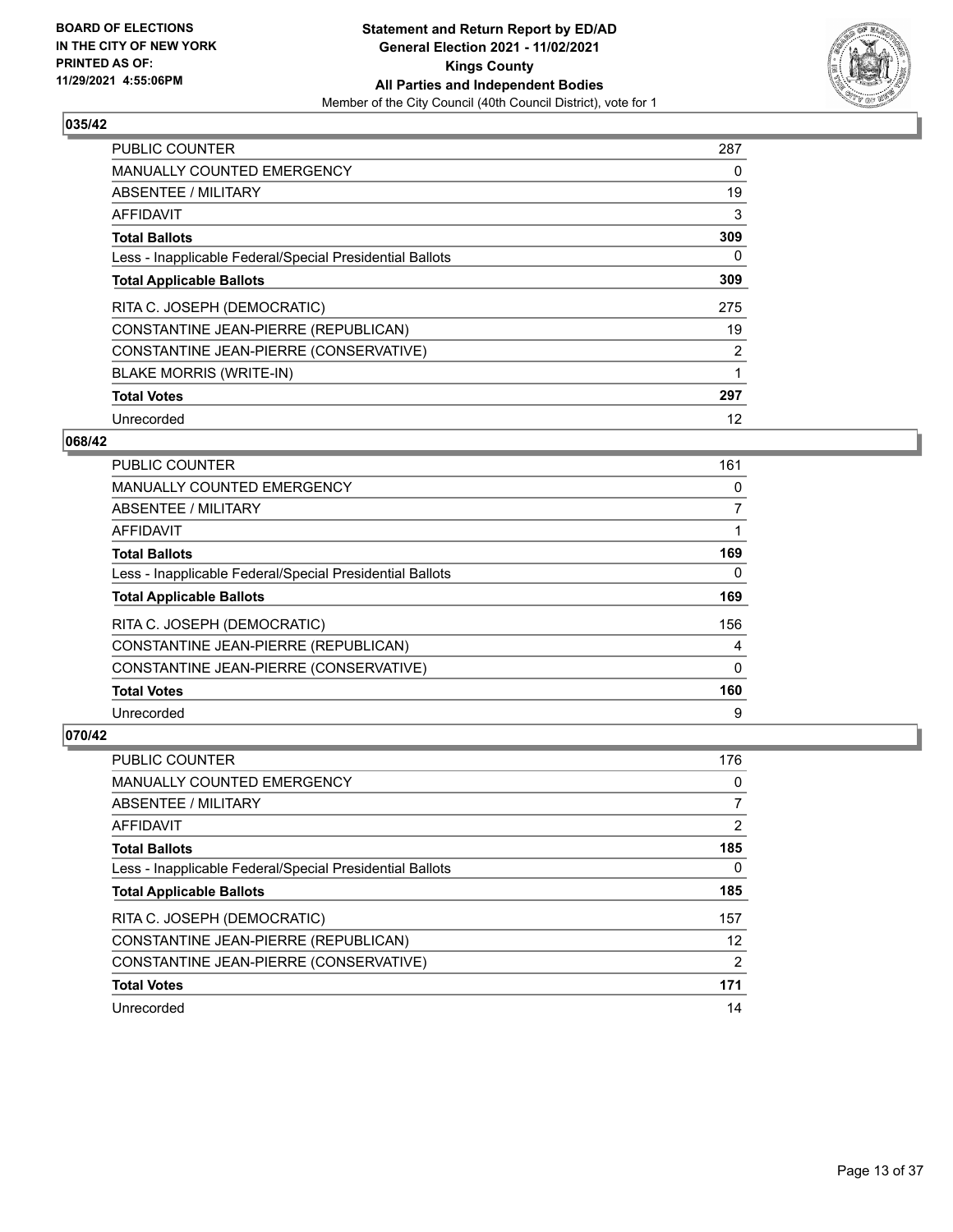**BOARD OF ELECTIONS IN THE CITY OF NEW YORK PRINTED AS OF: 11/29/2021 4:55:06PM**

**Statement and Return Report by ED/AD General Election 2021 - 11/02/2021 Kings County All Parties and Independent Bodies**
Member of the City Council (40th Council District), vote for 1

### 035/42

| | |
|---|---|
| PUBLIC COUNTER | 287 |
| MANUALLY COUNTED EMERGENCY | 0 |
| ABSENTEE / MILITARY | 19 |
| AFFIDAVIT | 3 |
| **Total Ballots** | **309** |
| Less - Inapplicable Federal/Special Presidential Ballots | 0 |
| **Total Applicable Ballots** | **309** |
| RITA C. JOSEPH (DEMOCRATIC) | 275 |
| CONSTANTINE JEAN-PIERRE (REPUBLICAN) | 19 |
| CONSTANTINE JEAN-PIERRE (CONSERVATIVE) | 2 |
| BLAKE MORRIS (WRITE-IN) | 1 |
| **Total Votes** | **297** |
| Unrecorded | 12 |

### 068/42

| | |
|---|---|
| PUBLIC COUNTER | 161 |
| MANUALLY COUNTED EMERGENCY | 0 |
| ABSENTEE / MILITARY | 7 |
| AFFIDAVIT | 1 |
| **Total Ballots** | **169** |
| Less - Inapplicable Federal/Special Presidential Ballots | 0 |
| **Total Applicable Ballots** | **169** |
| RITA C. JOSEPH (DEMOCRATIC) | 156 |
| CONSTANTINE JEAN-PIERRE (REPUBLICAN) | 4 |
| CONSTANTINE JEAN-PIERRE (CONSERVATIVE) | 0 |
| **Total Votes** | **160** |
| Unrecorded | 9 |

### 070/42

| | |
|---|---|
| PUBLIC COUNTER | 176 |
| MANUALLY COUNTED EMERGENCY | 0 |
| ABSENTEE / MILITARY | 7 |
| AFFIDAVIT | 2 |
| **Total Ballots** | **185** |
| Less - Inapplicable Federal/Special Presidential Ballots | 0 |
| **Total Applicable Ballots** | **185** |
| RITA C. JOSEPH (DEMOCRATIC) | 157 |
| CONSTANTINE JEAN-PIERRE (REPUBLICAN) | 12 |
| CONSTANTINE JEAN-PIERRE (CONSERVATIVE) | 2 |
| **Total Votes** | **171** |
| Unrecorded | 14 |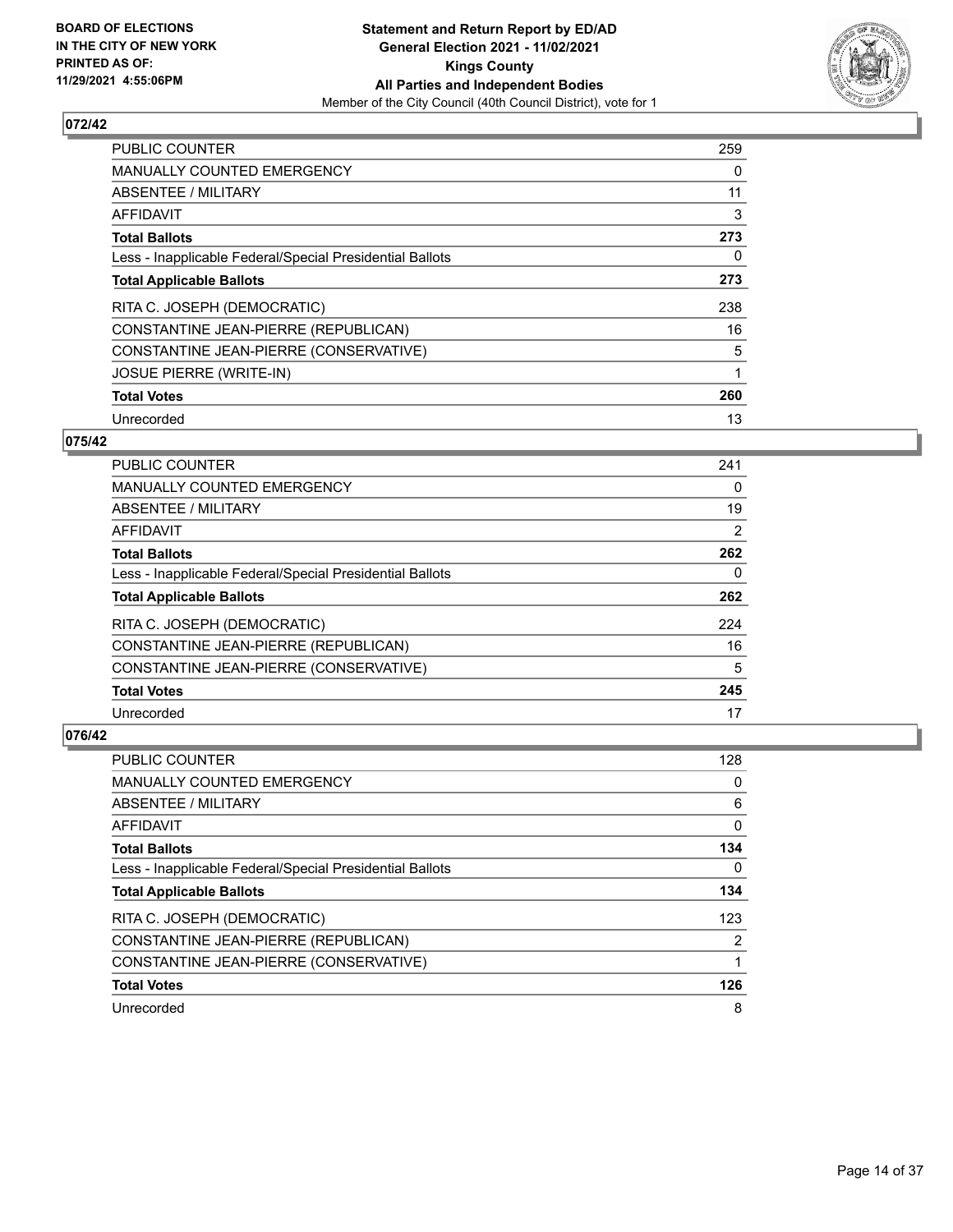**BOARD OF ELECTIONS IN THE CITY OF NEW YORK PRINTED AS OF: 11/29/2021 4:55:06PM**

# Statement and Return Report by ED/AD
## General Election 2021 - 11/02/2021
## Kings County
## All Parties and Independent Bodies
Member of the City Council (40th Council District), vote for 1

### 072/42

| | |
|---|---|
| PUBLIC COUNTER | 259 |
| MANUALLY COUNTED EMERGENCY | 0 |
| ABSENTEE / MILITARY | 11 |
| AFFIDAVIT | 3 |
| **Total Ballots** | **273** |
| Less - Inapplicable Federal/Special Presidential Ballots | 0 |
| **Total Applicable Ballots** | **273** |
| RITA C. JOSEPH (DEMOCRATIC) | 238 |
| CONSTANTINE JEAN-PIERRE (REPUBLICAN) | 16 |
| CONSTANTINE JEAN-PIERRE (CONSERVATIVE) | 5 |
| JOSUE PIERRE (WRITE-IN) | 1 |
| **Total Votes** | **260** |
| Unrecorded | 13 |

### 075/42

| | |
|---|---|
| PUBLIC COUNTER | 241 |
| MANUALLY COUNTED EMERGENCY | 0 |
| ABSENTEE / MILITARY | 19 |
| AFFIDAVIT | 2 |
| **Total Ballots** | **262** |
| Less - Inapplicable Federal/Special Presidential Ballots | 0 |
| **Total Applicable Ballots** | **262** |
| RITA C. JOSEPH (DEMOCRATIC) | 224 |
| CONSTANTINE JEAN-PIERRE (REPUBLICAN) | 16 |
| CONSTANTINE JEAN-PIERRE (CONSERVATIVE) | 5 |
| **Total Votes** | **245** |
| Unrecorded | 17 |

### 076/42

| | |
|---|---|
| PUBLIC COUNTER | 128 |
| MANUALLY COUNTED EMERGENCY | 0 |
| ABSENTEE / MILITARY | 6 |
| AFFIDAVIT | 0 |
| **Total Ballots** | **134** |
| Less - Inapplicable Federal/Special Presidential Ballots | 0 |
| **Total Applicable Ballots** | **134** |
| RITA C. JOSEPH (DEMOCRATIC) | 123 |
| CONSTANTINE JEAN-PIERRE (REPUBLICAN) | 2 |
| CONSTANTINE JEAN-PIERRE (CONSERVATIVE) | 1 |
| **Total Votes** | **126** |
| Unrecorded | 8 |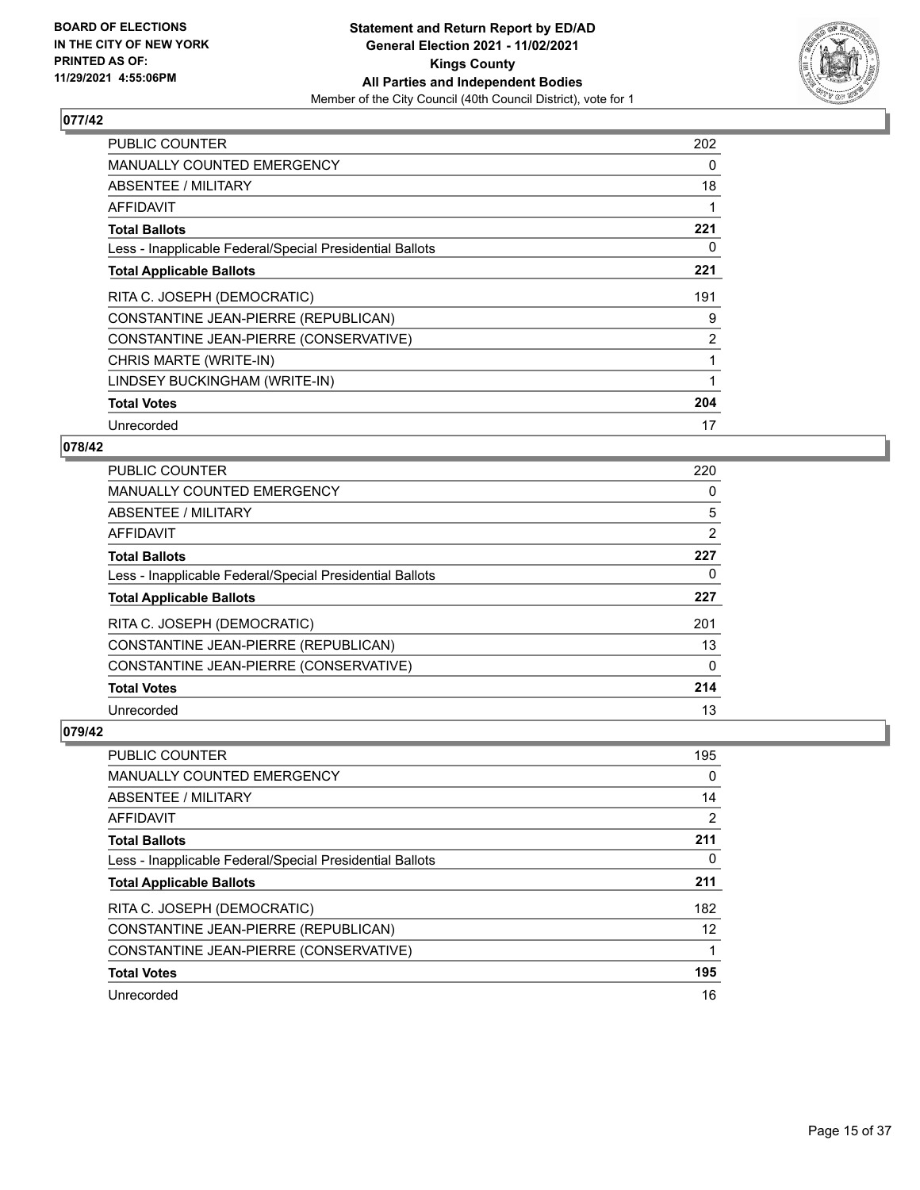BOARD OF ELECTIONS
IN THE CITY OF NEW YORK
PRINTED AS OF:
11/29/2021 4:55:06PM

**Statement and Return Report by ED/AD**
**General Election 2021 - 11/02/2021**
**Kings County**
**All Parties and Independent Bodies**
Member of the City Council (40th Council District), vote for 1

## 077/42

| | |
|---|---|
| PUBLIC COUNTER | 202 |
| MANUALLY COUNTED EMERGENCY | 0 |
| ABSENTEE / MILITARY | 18 |
| AFFIDAVIT | 1 |
| **Total Ballots** | **221** |
| Less - Inapplicable Federal/Special Presidential Ballots | 0 |
| **Total Applicable Ballots** | **221** |
| RITA C. JOSEPH (DEMOCRATIC) | 191 |
| CONSTANTINE JEAN-PIERRE (REPUBLICAN) | 9 |
| CONSTANTINE JEAN-PIERRE (CONSERVATIVE) | 2 |
| CHRIS MARTE (WRITE-IN) | 1 |
| LINDSEY BUCKINGHAM (WRITE-IN) | 1 |
| **Total Votes** | **204** |
| Unrecorded | 17 |

## 078/42

| | |
|---|---|
| PUBLIC COUNTER | 220 |
| MANUALLY COUNTED EMERGENCY | 0 |
| ABSENTEE / MILITARY | 5 |
| AFFIDAVIT | 2 |
| **Total Ballots** | **227** |
| Less - Inapplicable Federal/Special Presidential Ballots | 0 |
| **Total Applicable Ballots** | **227** |
| RITA C. JOSEPH (DEMOCRATIC) | 201 |
| CONSTANTINE JEAN-PIERRE (REPUBLICAN) | 13 |
| CONSTANTINE JEAN-PIERRE (CONSERVATIVE) | 0 |
| **Total Votes** | **214** |
| Unrecorded | 13 |

## 079/42

| | |
|---|---|
| PUBLIC COUNTER | 195 |
| MANUALLY COUNTED EMERGENCY | 0 |
| ABSENTEE / MILITARY | 14 |
| AFFIDAVIT | 2 |
| **Total Ballots** | **211** |
| Less - Inapplicable Federal/Special Presidential Ballots | 0 |
| **Total Applicable Ballots** | **211** |
| RITA C. JOSEPH (DEMOCRATIC) | 182 |
| CONSTANTINE JEAN-PIERRE (REPUBLICAN) | 12 |
| CONSTANTINE JEAN-PIERRE (CONSERVATIVE) | 1 |
| **Total Votes** | **195** |
| Unrecorded | 16 |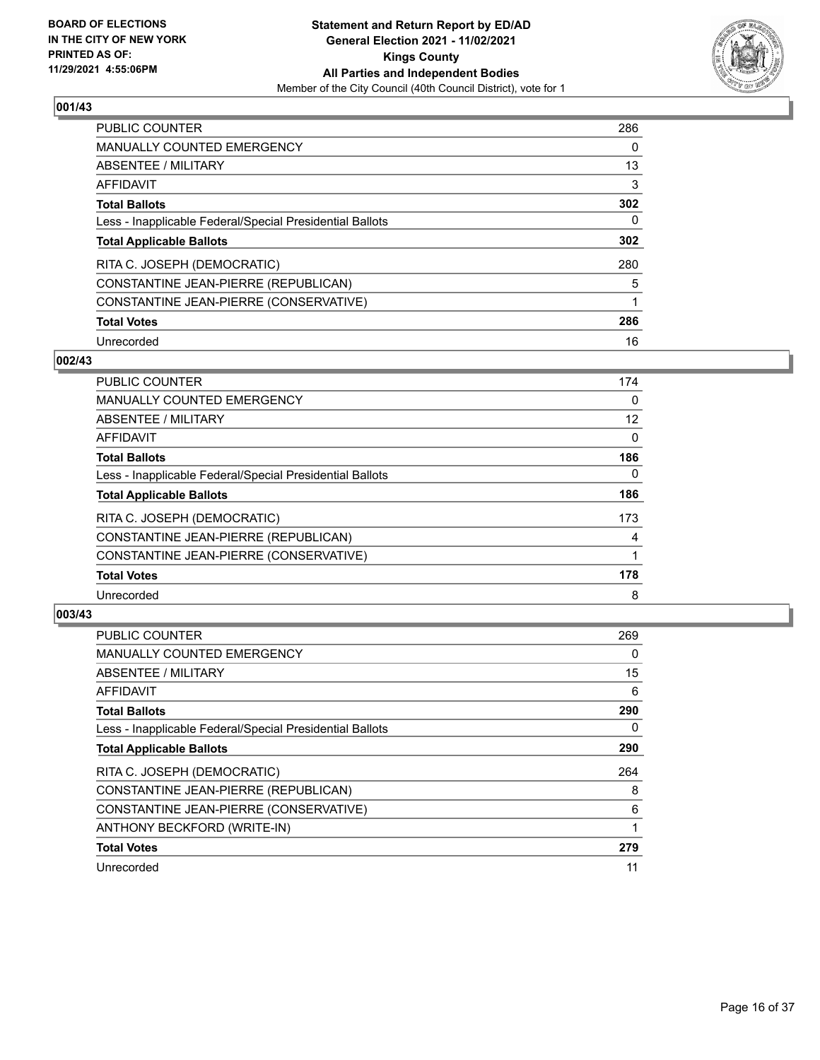**BOARD OF ELECTIONS IN THE CITY OF NEW YORK PRINTED AS OF: 11/29/2021 4:55:06PM**

**Statement and Return Report by ED/AD**
**General Election 2021 - 11/02/2021**
**Kings County**
**All Parties and Independent Bodies**
Member of the City Council (40th Council District), vote for 1

## 001/43

| | |
|---|---|
| PUBLIC COUNTER | 286 |
| MANUALLY COUNTED EMERGENCY | 0 |
| ABSENTEE / MILITARY | 13 |
| AFFIDAVIT | 3 |
| **Total Ballots** | **302** |
| Less - Inapplicable Federal/Special Presidential Ballots | 0 |
| **Total Applicable Ballots** | **302** |
| RITA C. JOSEPH (DEMOCRATIC) | 280 |
| CONSTANTINE JEAN-PIERRE (REPUBLICAN) | 5 |
| CONSTANTINE JEAN-PIERRE (CONSERVATIVE) | 1 |
| **Total Votes** | **286** |
| Unrecorded | 16 |

## 002/43

| | |
|---|---|
| PUBLIC COUNTER | 174 |
| MANUALLY COUNTED EMERGENCY | 0 |
| ABSENTEE / MILITARY | 12 |
| AFFIDAVIT | 0 |
| **Total Ballots** | **186** |
| Less - Inapplicable Federal/Special Presidential Ballots | 0 |
| **Total Applicable Ballots** | **186** |
| RITA C. JOSEPH (DEMOCRATIC) | 173 |
| CONSTANTINE JEAN-PIERRE (REPUBLICAN) | 4 |
| CONSTANTINE JEAN-PIERRE (CONSERVATIVE) | 1 |
| **Total Votes** | **178** |
| Unrecorded | 8 |

## 003/43

| | |
|---|---|
| PUBLIC COUNTER | 269 |
| MANUALLY COUNTED EMERGENCY | 0 |
| ABSENTEE / MILITARY | 15 |
| AFFIDAVIT | 6 |
| **Total Ballots** | **290** |
| Less - Inapplicable Federal/Special Presidential Ballots | 0 |
| **Total Applicable Ballots** | **290** |
| RITA C. JOSEPH (DEMOCRATIC) | 264 |
| CONSTANTINE JEAN-PIERRE (REPUBLICAN) | 8 |
| CONSTANTINE JEAN-PIERRE (CONSERVATIVE) | 6 |
| ANTHONY BECKFORD (WRITE-IN) | 1 |
| **Total Votes** | **279** |
| Unrecorded | 11 |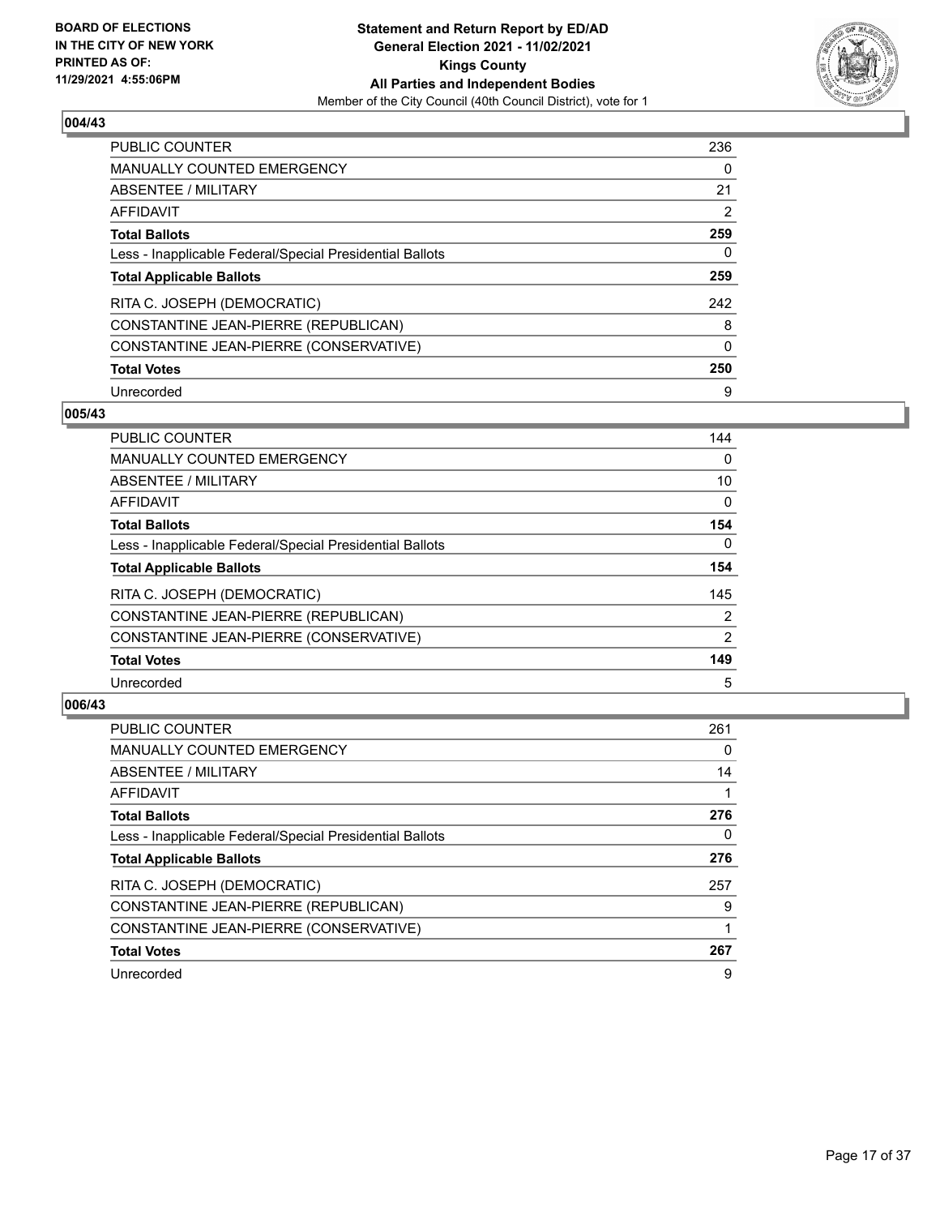**BOARD OF ELECTIONS IN THE CITY OF NEW YORK PRINTED AS OF: 11/29/2021 4:55:06PM**

**Statement and Return Report by ED/AD General Election 2021 - 11/02/2021 Kings County All Parties and Independent Bodies**
Member of the City Council (40th Council District), vote for 1

## 004/43

| | |
|---|---|
| PUBLIC COUNTER | 236 |
| MANUALLY COUNTED EMERGENCY | 0 |
| ABSENTEE / MILITARY | 21 |
| AFFIDAVIT | 2 |
| **Total Ballots** | **259** |
| Less - Inapplicable Federal/Special Presidential Ballots | 0 |
| **Total Applicable Ballots** | **259** |
| RITA C. JOSEPH (DEMOCRATIC) | 242 |
| CONSTANTINE JEAN-PIERRE (REPUBLICAN) | 8 |
| CONSTANTINE JEAN-PIERRE (CONSERVATIVE) | 0 |
| **Total Votes** | **250** |
| Unrecorded | 9 |

## 005/43

| | |
|---|---|
| PUBLIC COUNTER | 144 |
| MANUALLY COUNTED EMERGENCY | 0 |
| ABSENTEE / MILITARY | 10 |
| AFFIDAVIT | 0 |
| **Total Ballots** | **154** |
| Less - Inapplicable Federal/Special Presidential Ballots | 0 |
| **Total Applicable Ballots** | **154** |
| RITA C. JOSEPH (DEMOCRATIC) | 145 |
| CONSTANTINE JEAN-PIERRE (REPUBLICAN) | 2 |
| CONSTANTINE JEAN-PIERRE (CONSERVATIVE) | 2 |
| **Total Votes** | **149** |
| Unrecorded | 5 |

## 006/43

| | |
|---|---|
| PUBLIC COUNTER | 261 |
| MANUALLY COUNTED EMERGENCY | 0 |
| ABSENTEE / MILITARY | 14 |
| AFFIDAVIT | 1 |
| **Total Ballots** | **276** |
| Less - Inapplicable Federal/Special Presidential Ballots | 0 |
| **Total Applicable Ballots** | **276** |
| RITA C. JOSEPH (DEMOCRATIC) | 257 |
| CONSTANTINE JEAN-PIERRE (REPUBLICAN) | 9 |
| CONSTANTINE JEAN-PIERRE (CONSERVATIVE) | 1 |
| **Total Votes** | **267** |
| Unrecorded | 9 |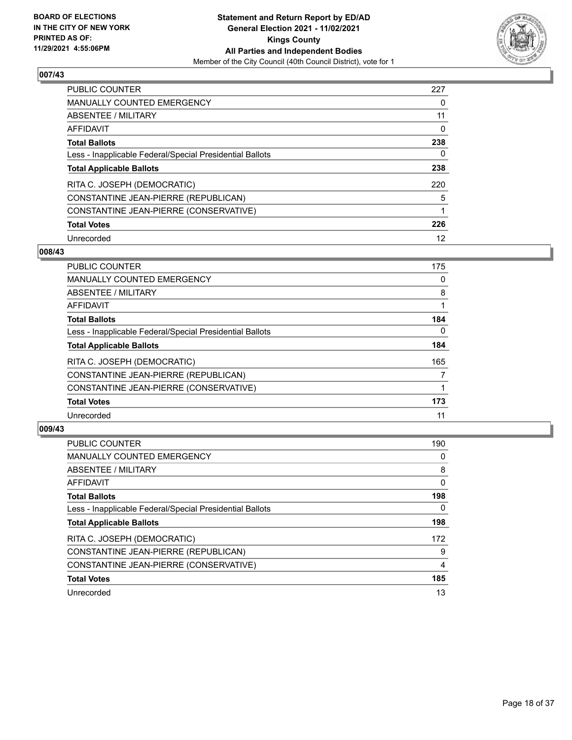**BOARD OF ELECTIONS IN THE CITY OF NEW YORK PRINTED AS OF: 11/29/2021 4:55:06PM**

**Statement and Return Report by ED/AD General Election 2021 - 11/02/2021 Kings County All Parties and Independent Bodies**

Member of the City Council (40th Council District), vote for 1

## 007/43

| | |
|---|---|
| PUBLIC COUNTER | 227 |
| MANUALLY COUNTED EMERGENCY | 0 |
| ABSENTEE / MILITARY | 11 |
| AFFIDAVIT | 0 |
| **Total Ballots** | **238** |
| Less - Inapplicable Federal/Special Presidential Ballots | 0 |
| **Total Applicable Ballots** | **238** |
| RITA C. JOSEPH (DEMOCRATIC) | 220 |
| CONSTANTINE JEAN-PIERRE (REPUBLICAN) | 5 |
| CONSTANTINE JEAN-PIERRE (CONSERVATIVE) | 1 |
| **Total Votes** | **226** |
| Unrecorded | 12 |

## 008/43

| | |
|---|---|
| PUBLIC COUNTER | 175 |
| MANUALLY COUNTED EMERGENCY | 0 |
| ABSENTEE / MILITARY | 8 |
| AFFIDAVIT | 1 |
| **Total Ballots** | **184** |
| Less - Inapplicable Federal/Special Presidential Ballots | 0 |
| **Total Applicable Ballots** | **184** |
| RITA C. JOSEPH (DEMOCRATIC) | 165 |
| CONSTANTINE JEAN-PIERRE (REPUBLICAN) | 7 |
| CONSTANTINE JEAN-PIERRE (CONSERVATIVE) | 1 |
| **Total Votes** | **173** |
| Unrecorded | 11 |

## 009/43

| | |
|---|---|
| PUBLIC COUNTER | 190 |
| MANUALLY COUNTED EMERGENCY | 0 |
| ABSENTEE / MILITARY | 8 |
| AFFIDAVIT | 0 |
| **Total Ballots** | **198** |
| Less - Inapplicable Federal/Special Presidential Ballots | 0 |
| **Total Applicable Ballots** | **198** |
| RITA C. JOSEPH (DEMOCRATIC) | 172 |
| CONSTANTINE JEAN-PIERRE (REPUBLICAN) | 9 |
| CONSTANTINE JEAN-PIERRE (CONSERVATIVE) | 4 |
| **Total Votes** | **185** |
| Unrecorded | 13 |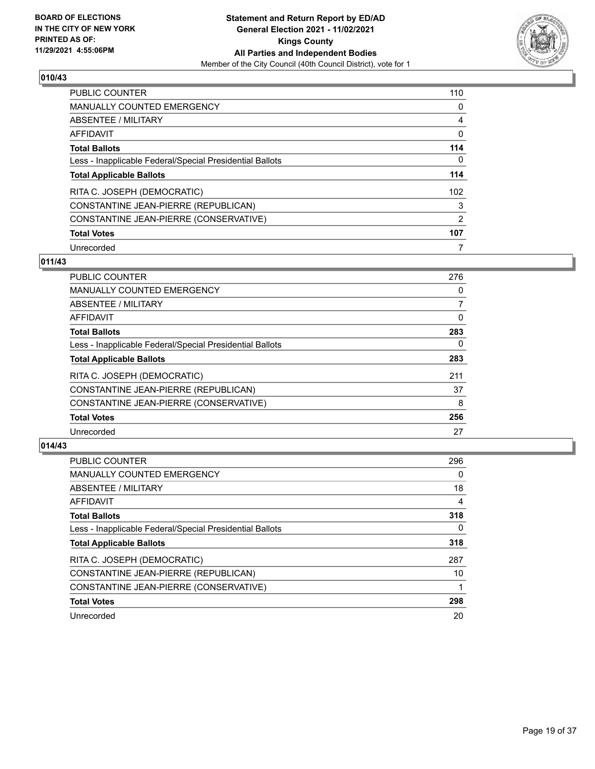BOARD OF ELECTIONS
IN THE CITY OF NEW YORK
PRINTED AS OF:
11/29/2021 4:55:06PM

**Statement and Return Report by ED/AD**
**General Election 2021 - 11/02/2021**
**Kings County**
**All Parties and Independent Bodies**
Member of the City Council (40th Council District), vote for 1

## 010/43

| | |
|---|---|
| PUBLIC COUNTER | 110 |
| MANUALLY COUNTED EMERGENCY | 0 |
| ABSENTEE / MILITARY | 4 |
| AFFIDAVIT | 0 |
| **Total Ballots** | **114** |
| Less - Inapplicable Federal/Special Presidential Ballots | 0 |
| **Total Applicable Ballots** | **114** |
| RITA C. JOSEPH (DEMOCRATIC) | 102 |
| CONSTANTINE JEAN-PIERRE (REPUBLICAN) | 3 |
| CONSTANTINE JEAN-PIERRE (CONSERVATIVE) | 2 |
| **Total Votes** | **107** |
| Unrecorded | 7 |

## 011/43

| | |
|---|---|
| PUBLIC COUNTER | 276 |
| MANUALLY COUNTED EMERGENCY | 0 |
| ABSENTEE / MILITARY | 7 |
| AFFIDAVIT | 0 |
| **Total Ballots** | **283** |
| Less - Inapplicable Federal/Special Presidential Ballots | 0 |
| **Total Applicable Ballots** | **283** |
| RITA C. JOSEPH (DEMOCRATIC) | 211 |
| CONSTANTINE JEAN-PIERRE (REPUBLICAN) | 37 |
| CONSTANTINE JEAN-PIERRE (CONSERVATIVE) | 8 |
| **Total Votes** | **256** |
| Unrecorded | 27 |

## 014/43

| | |
|---|---|
| PUBLIC COUNTER | 296 |
| MANUALLY COUNTED EMERGENCY | 0 |
| ABSENTEE / MILITARY | 18 |
| AFFIDAVIT | 4 |
| **Total Ballots** | **318** |
| Less - Inapplicable Federal/Special Presidential Ballots | 0 |
| **Total Applicable Ballots** | **318** |
| RITA C. JOSEPH (DEMOCRATIC) | 287 |
| CONSTANTINE JEAN-PIERRE (REPUBLICAN) | 10 |
| CONSTANTINE JEAN-PIERRE (CONSERVATIVE) | 1 |
| **Total Votes** | **298** |
| Unrecorded | 20 |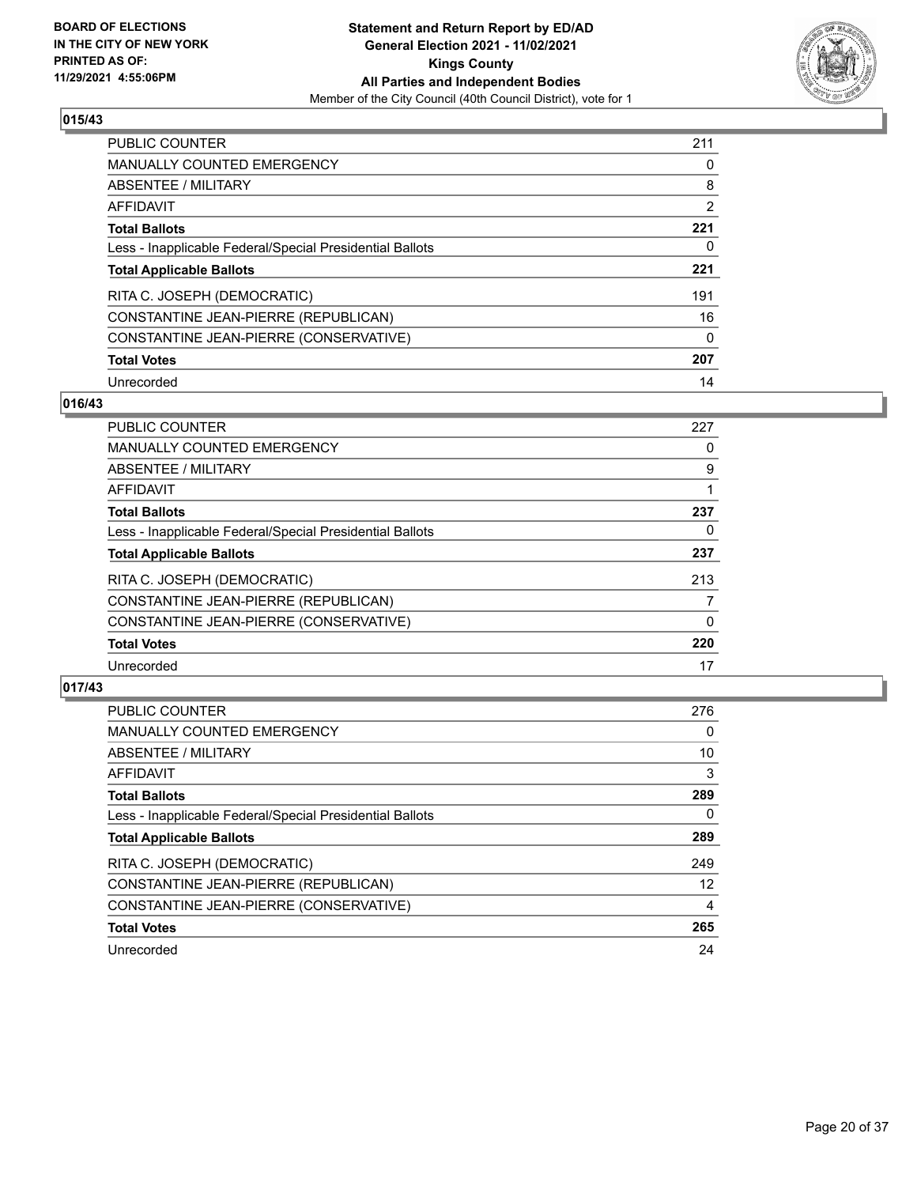BOARD OF ELECTIONS
IN THE CITY OF NEW YORK
PRINTED AS OF:
11/29/2021 4:55:06PM

**Statement and Return Report by ED/AD**
**General Election 2021 - 11/02/2021**
**Kings County**
**All Parties and Independent Bodies**
Member of the City Council (40th Council District), vote for 1

## 015/43

| | |
|---|---|
| PUBLIC COUNTER | 211 |
| MANUALLY COUNTED EMERGENCY | 0 |
| ABSENTEE / MILITARY | 8 |
| AFFIDAVIT | 2 |
| **Total Ballots** | **221** |
| Less - Inapplicable Federal/Special Presidential Ballots | 0 |
| **Total Applicable Ballots** | **221** |
| RITA C. JOSEPH (DEMOCRATIC) | 191 |
| CONSTANTINE JEAN-PIERRE (REPUBLICAN) | 16 |
| CONSTANTINE JEAN-PIERRE (CONSERVATIVE) | 0 |
| **Total Votes** | **207** |
| Unrecorded | 14 |

## 016/43

| | |
|---|---|
| PUBLIC COUNTER | 227 |
| MANUALLY COUNTED EMERGENCY | 0 |
| ABSENTEE / MILITARY | 9 |
| AFFIDAVIT | 1 |
| **Total Ballots** | **237** |
| Less - Inapplicable Federal/Special Presidential Ballots | 0 |
| **Total Applicable Ballots** | **237** |
| RITA C. JOSEPH (DEMOCRATIC) | 213 |
| CONSTANTINE JEAN-PIERRE (REPUBLICAN) | 7 |
| CONSTANTINE JEAN-PIERRE (CONSERVATIVE) | 0 |
| **Total Votes** | **220** |
| Unrecorded | 17 |

## 017/43

| | |
|---|---|
| PUBLIC COUNTER | 276 |
| MANUALLY COUNTED EMERGENCY | 0 |
| ABSENTEE / MILITARY | 10 |
| AFFIDAVIT | 3 |
| **Total Ballots** | **289** |
| Less - Inapplicable Federal/Special Presidential Ballots | 0 |
| **Total Applicable Ballots** | **289** |
| RITA C. JOSEPH (DEMOCRATIC) | 249 |
| CONSTANTINE JEAN-PIERRE (REPUBLICAN) | 12 |
| CONSTANTINE JEAN-PIERRE (CONSERVATIVE) | 4 |
| **Total Votes** | **265** |
| Unrecorded | 24 |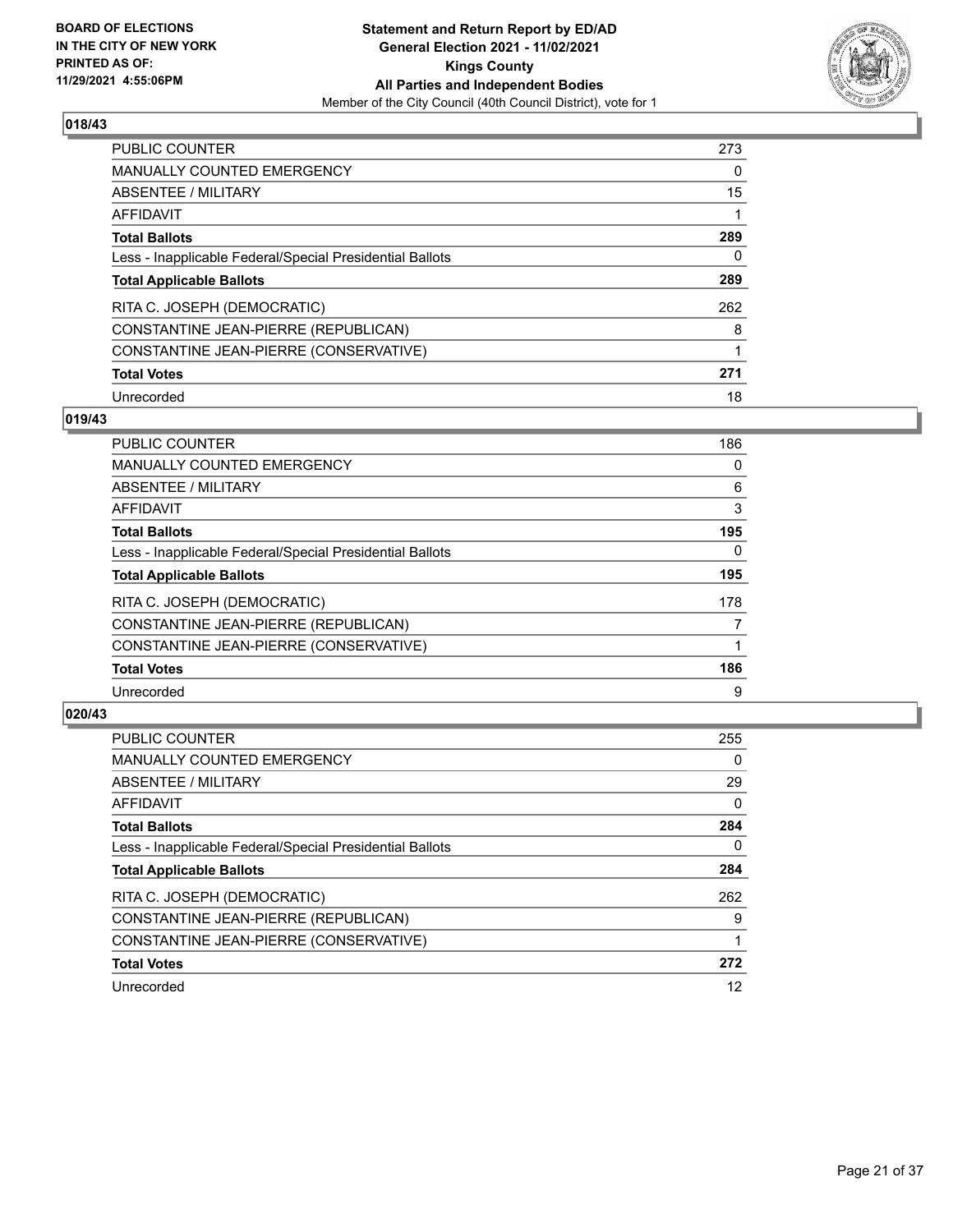## 018/43

| | |
|---|---|
| PUBLIC COUNTER | 273 |
| MANUALLY COUNTED EMERGENCY | 0 |
| ABSENTEE / MILITARY | 15 |
| AFFIDAVIT | 1 |
| **Total Ballots** | **289** |
| Less - Inapplicable Federal/Special Presidential Ballots | 0 |
| **Total Applicable Ballots** | **289** |
| RITA C. JOSEPH (DEMOCRATIC) | 262 |
| CONSTANTINE JEAN-PIERRE (REPUBLICAN) | 8 |
| CONSTANTINE JEAN-PIERRE (CONSERVATIVE) | 1 |
| **Total Votes** | **271** |
| Unrecorded | 18 |

## 019/43

| | |
|---|---|
| PUBLIC COUNTER | 186 |
| MANUALLY COUNTED EMERGENCY | 0 |
| ABSENTEE / MILITARY | 6 |
| AFFIDAVIT | 3 |
| **Total Ballots** | **195** |
| Less - Inapplicable Federal/Special Presidential Ballots | 0 |
| **Total Applicable Ballots** | **195** |
| RITA C. JOSEPH (DEMOCRATIC) | 178 |
| CONSTANTINE JEAN-PIERRE (REPUBLICAN) | 7 |
| CONSTANTINE JEAN-PIERRE (CONSERVATIVE) | 1 |
| **Total Votes** | **186** |
| Unrecorded | 9 |

## 020/43

| | |
|---|---|
| PUBLIC COUNTER | 255 |
| MANUALLY COUNTED EMERGENCY | 0 |
| ABSENTEE / MILITARY | 29 |
| AFFIDAVIT | 0 |
| **Total Ballots** | **284** |
| Less - Inapplicable Federal/Special Presidential Ballots | 0 |
| **Total Applicable Ballots** | **284** |
| RITA C. JOSEPH (DEMOCRATIC) | 262 |
| CONSTANTINE JEAN-PIERRE (REPUBLICAN) | 9 |
| CONSTANTINE JEAN-PIERRE (CONSERVATIVE) | 1 |
| **Total Votes** | **272** |
| Unrecorded | 12 |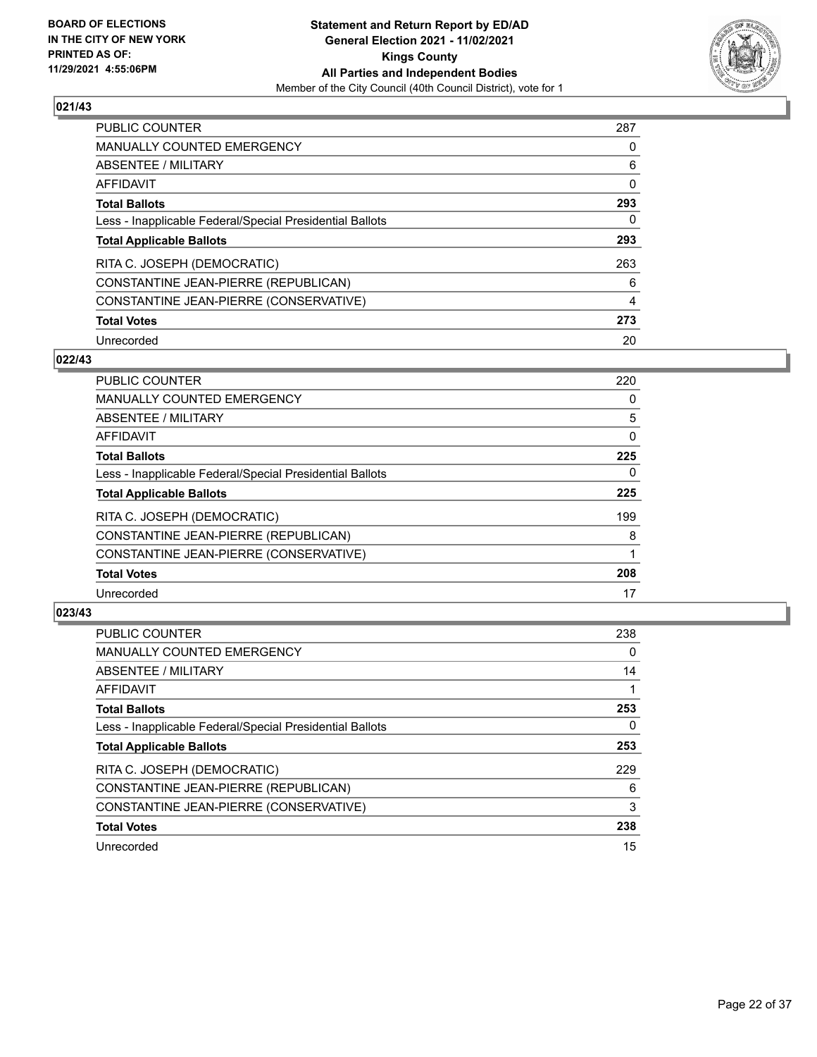**BOARD OF ELECTIONS IN THE CITY OF NEW YORK PRINTED AS OF: 11/29/2021 4:55:06PM**

**Statement and Return Report by ED/AD General Election 2021 - 11/02/2021 Kings County All Parties and Independent Bodies**

Member of the City Council (40th Council District), vote for 1

## 021/43

| | |
|---|---|
| PUBLIC COUNTER | 287 |
| MANUALLY COUNTED EMERGENCY | 0 |
| ABSENTEE / MILITARY | 6 |
| AFFIDAVIT | 0 |
| **Total Ballots** | **293** |
| Less - Inapplicable Federal/Special Presidential Ballots | 0 |
| **Total Applicable Ballots** | **293** |
| RITA C. JOSEPH (DEMOCRATIC) | 263 |
| CONSTANTINE JEAN-PIERRE (REPUBLICAN) | 6 |
| CONSTANTINE JEAN-PIERRE (CONSERVATIVE) | 4 |
| **Total Votes** | **273** |
| Unrecorded | 20 |

## 022/43

| | |
|---|---|
| PUBLIC COUNTER | 220 |
| MANUALLY COUNTED EMERGENCY | 0 |
| ABSENTEE / MILITARY | 5 |
| AFFIDAVIT | 0 |
| **Total Ballots** | **225** |
| Less - Inapplicable Federal/Special Presidential Ballots | 0 |
| **Total Applicable Ballots** | **225** |
| RITA C. JOSEPH (DEMOCRATIC) | 199 |
| CONSTANTINE JEAN-PIERRE (REPUBLICAN) | 8 |
| CONSTANTINE JEAN-PIERRE (CONSERVATIVE) | 1 |
| **Total Votes** | **208** |
| Unrecorded | 17 |

## 023/43

| | |
|---|---|
| PUBLIC COUNTER | 238 |
| MANUALLY COUNTED EMERGENCY | 0 |
| ABSENTEE / MILITARY | 14 |
| AFFIDAVIT | 1 |
| **Total Ballots** | **253** |
| Less - Inapplicable Federal/Special Presidential Ballots | 0 |
| **Total Applicable Ballots** | **253** |
| RITA C. JOSEPH (DEMOCRATIC) | 229 |
| CONSTANTINE JEAN-PIERRE (REPUBLICAN) | 6 |
| CONSTANTINE JEAN-PIERRE (CONSERVATIVE) | 3 |
| **Total Votes** | **238** |
| Unrecorded | 15 |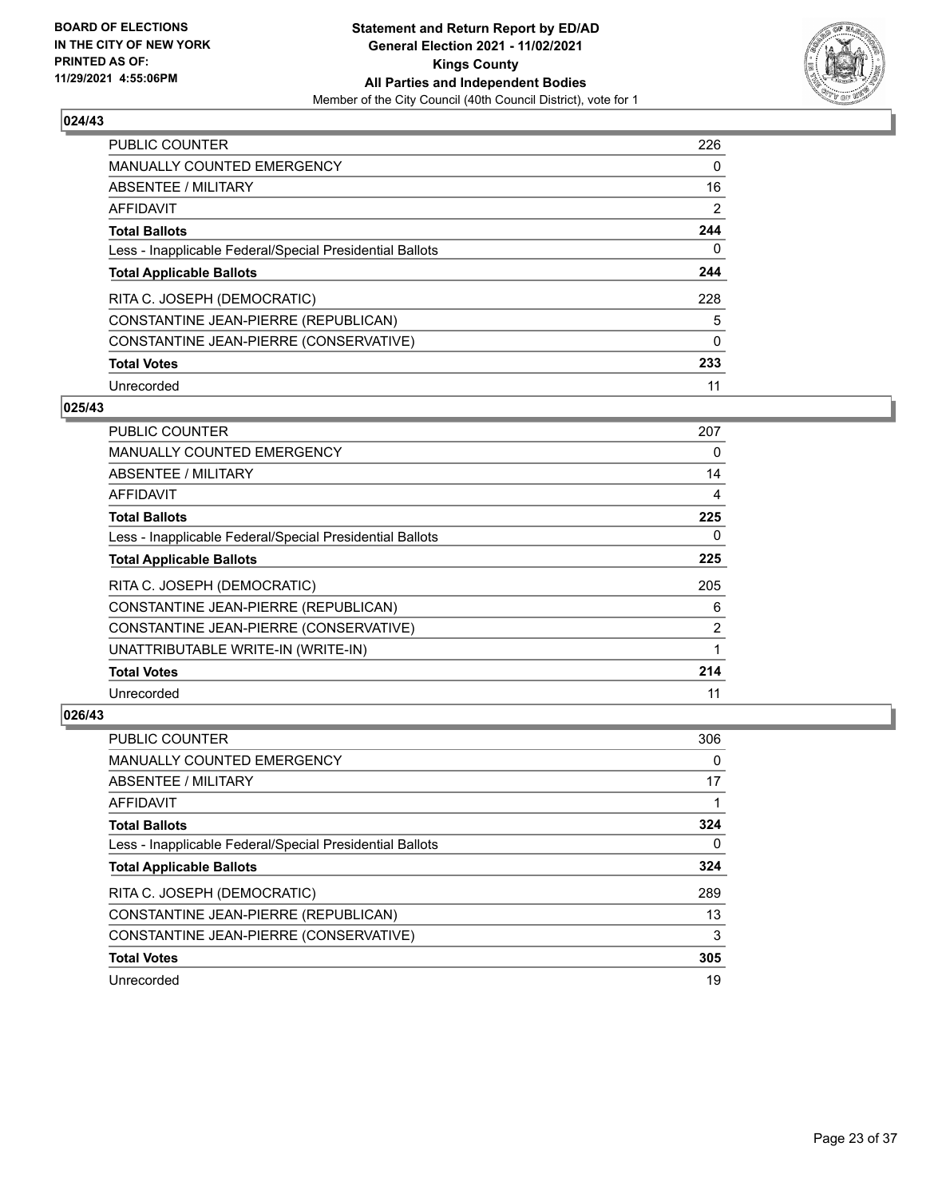## 024/43

| | |
|---|---|
| PUBLIC COUNTER | 226 |
| MANUALLY COUNTED EMERGENCY | 0 |
| ABSENTEE / MILITARY | 16 |
| AFFIDAVIT | 2 |
| **Total Ballots** | **244** |
| Less - Inapplicable Federal/Special Presidential Ballots | 0 |
| **Total Applicable Ballots** | **244** |
| RITA C. JOSEPH (DEMOCRATIC) | 228 |
| CONSTANTINE JEAN-PIERRE (REPUBLICAN) | 5 |
| CONSTANTINE JEAN-PIERRE (CONSERVATIVE) | 0 |
| **Total Votes** | **233** |
| Unrecorded | 11 |

## 025/43

| | |
|---|---|
| PUBLIC COUNTER | 207 |
| MANUALLY COUNTED EMERGENCY | 0 |
| ABSENTEE / MILITARY | 14 |
| AFFIDAVIT | 4 |
| **Total Ballots** | **225** |
| Less - Inapplicable Federal/Special Presidential Ballots | 0 |
| **Total Applicable Ballots** | **225** |
| RITA C. JOSEPH (DEMOCRATIC) | 205 |
| CONSTANTINE JEAN-PIERRE (REPUBLICAN) | 6 |
| CONSTANTINE JEAN-PIERRE (CONSERVATIVE) | 2 |
| UNATTRIBUTABLE WRITE-IN (WRITE-IN) | 1 |
| **Total Votes** | **214** |
| Unrecorded | 11 |

## 026/43

| | |
|---|---|
| PUBLIC COUNTER | 306 |
| MANUALLY COUNTED EMERGENCY | 0 |
| ABSENTEE / MILITARY | 17 |
| AFFIDAVIT | 1 |
| **Total Ballots** | **324** |
| Less - Inapplicable Federal/Special Presidential Ballots | 0 |
| **Total Applicable Ballots** | **324** |
| RITA C. JOSEPH (DEMOCRATIC) | 289 |
| CONSTANTINE JEAN-PIERRE (REPUBLICAN) | 13 |
| CONSTANTINE JEAN-PIERRE (CONSERVATIVE) | 3 |
| **Total Votes** | **305** |
| Unrecorded | 19 |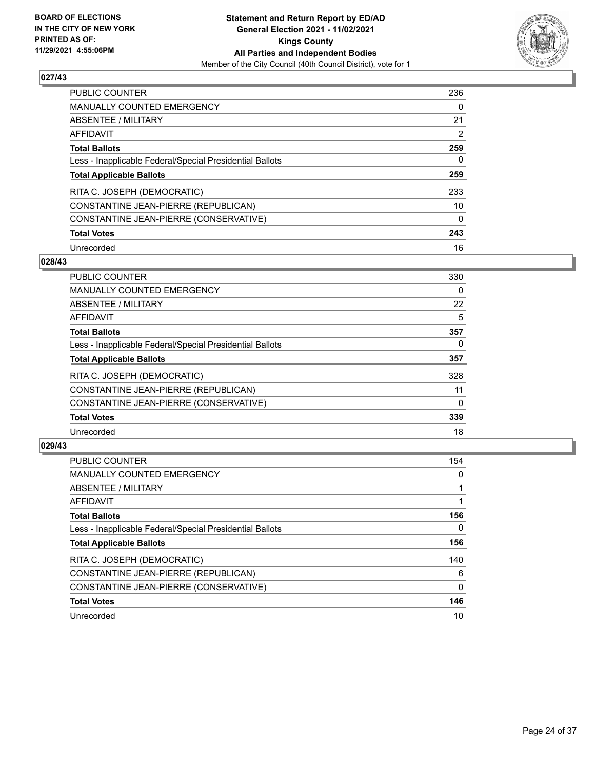## 027/43

| | |
|---|---|
| PUBLIC COUNTER | 236 |
| MANUALLY COUNTED EMERGENCY | 0 |
| ABSENTEE / MILITARY | 21 |
| AFFIDAVIT | 2 |
| **Total Ballots** | **259** |
| Less - Inapplicable Federal/Special Presidential Ballots | 0 |
| **Total Applicable Ballots** | **259** |
| RITA C. JOSEPH (DEMOCRATIC) | 233 |
| CONSTANTINE JEAN-PIERRE (REPUBLICAN) | 10 |
| CONSTANTINE JEAN-PIERRE (CONSERVATIVE) | 0 |
| **Total Votes** | **243** |
| Unrecorded | 16 |

## 028/43

| | |
|---|---|
| PUBLIC COUNTER | 330 |
| MANUALLY COUNTED EMERGENCY | 0 |
| ABSENTEE / MILITARY | 22 |
| AFFIDAVIT | 5 |
| **Total Ballots** | **357** |
| Less - Inapplicable Federal/Special Presidential Ballots | 0 |
| **Total Applicable Ballots** | **357** |
| RITA C. JOSEPH (DEMOCRATIC) | 328 |
| CONSTANTINE JEAN-PIERRE (REPUBLICAN) | 11 |
| CONSTANTINE JEAN-PIERRE (CONSERVATIVE) | 0 |
| **Total Votes** | **339** |
| Unrecorded | 18 |

## 029/43

| | |
|---|---|
| PUBLIC COUNTER | 154 |
| MANUALLY COUNTED EMERGENCY | 0 |
| ABSENTEE / MILITARY | 1 |
| AFFIDAVIT | 1 |
| **Total Ballots** | **156** |
| Less - Inapplicable Federal/Special Presidential Ballots | 0 |
| **Total Applicable Ballots** | **156** |
| RITA C. JOSEPH (DEMOCRATIC) | 140 |
| CONSTANTINE JEAN-PIERRE (REPUBLICAN) | 6 |
| CONSTANTINE JEAN-PIERRE (CONSERVATIVE) | 0 |
| **Total Votes** | **146** |
| Unrecorded | 10 |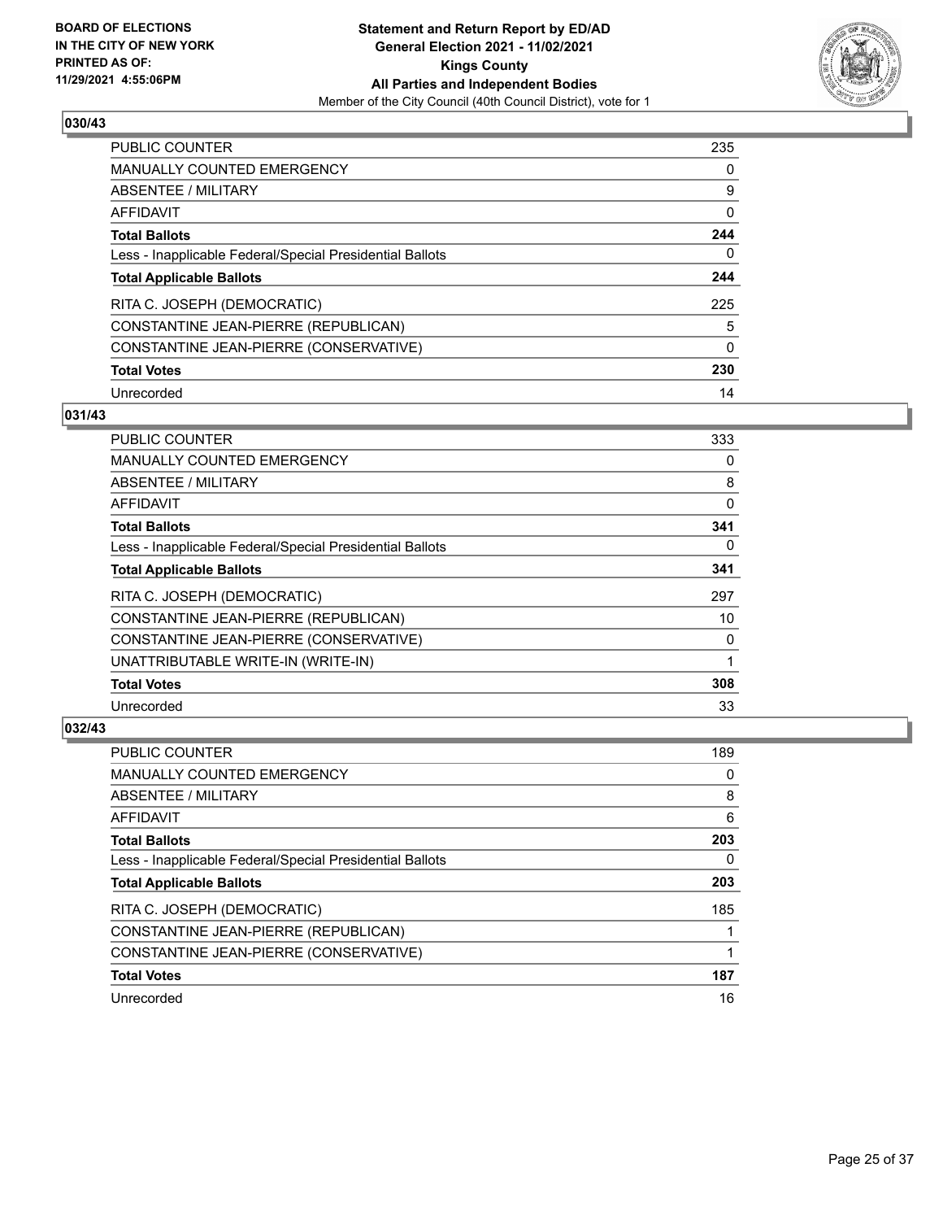**BOARD OF ELECTIONS IN THE CITY OF NEW YORK PRINTED AS OF: 11/29/2021 4:55:06PM**

**Statement and Return Report by ED/AD General Election 2021 - 11/02/2021 Kings County All Parties and Independent Bodies**

Member of the City Council (40th Council District), vote for 1

## 030/43

| | |
|---|---|
| PUBLIC COUNTER | 235 |
| MANUALLY COUNTED EMERGENCY | 0 |
| ABSENTEE / MILITARY | 9 |
| AFFIDAVIT | 0 |
| **Total Ballots** | **244** |
| Less - Inapplicable Federal/Special Presidential Ballots | 0 |
| **Total Applicable Ballots** | **244** |
| RITA C. JOSEPH (DEMOCRATIC) | 225 |
| CONSTANTINE JEAN-PIERRE (REPUBLICAN) | 5 |
| CONSTANTINE JEAN-PIERRE (CONSERVATIVE) | 0 |
| **Total Votes** | **230** |
| Unrecorded | 14 |

## 031/43

| | |
|---|---|
| PUBLIC COUNTER | 333 |
| MANUALLY COUNTED EMERGENCY | 0 |
| ABSENTEE / MILITARY | 8 |
| AFFIDAVIT | 0 |
| **Total Ballots** | **341** |
| Less - Inapplicable Federal/Special Presidential Ballots | 0 |
| **Total Applicable Ballots** | **341** |
| RITA C. JOSEPH (DEMOCRATIC) | 297 |
| CONSTANTINE JEAN-PIERRE (REPUBLICAN) | 10 |
| CONSTANTINE JEAN-PIERRE (CONSERVATIVE) | 0 |
| UNATTRIBUTABLE WRITE-IN (WRITE-IN) | 1 |
| **Total Votes** | **308** |
| Unrecorded | 33 |

## 032/43

| | |
|---|---|
| PUBLIC COUNTER | 189 |
| MANUALLY COUNTED EMERGENCY | 0 |
| ABSENTEE / MILITARY | 8 |
| AFFIDAVIT | 6 |
| **Total Ballots** | **203** |
| Less - Inapplicable Federal/Special Presidential Ballots | 0 |
| **Total Applicable Ballots** | **203** |
| RITA C. JOSEPH (DEMOCRATIC) | 185 |
| CONSTANTINE JEAN-PIERRE (REPUBLICAN) | 1 |
| CONSTANTINE JEAN-PIERRE (CONSERVATIVE) | 1 |
| **Total Votes** | **187** |
| Unrecorded | 16 |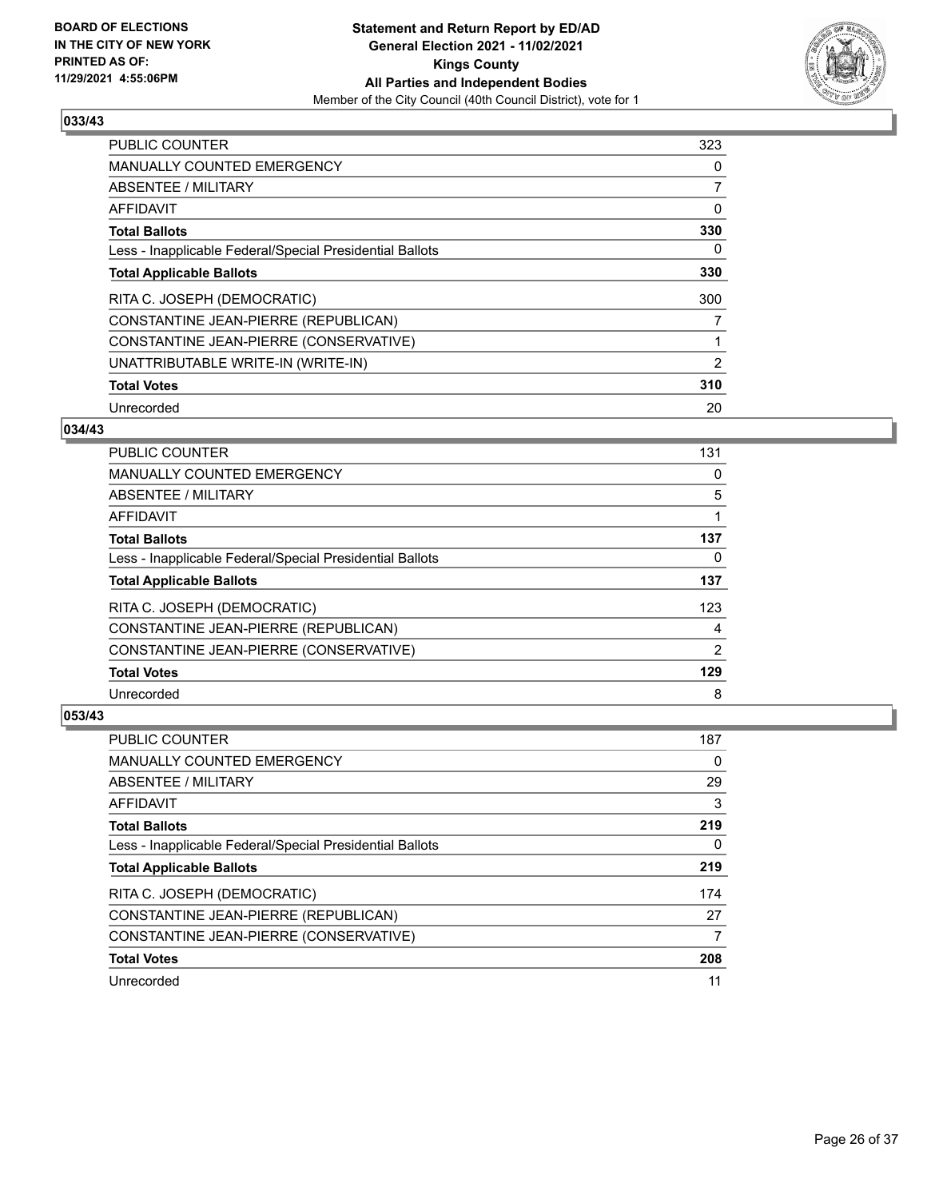### 033/43

| | |
|---|---|
| PUBLIC COUNTER | 323 |
| MANUALLY COUNTED EMERGENCY | 0 |
| ABSENTEE / MILITARY | 7 |
| AFFIDAVIT | 0 |
| **Total Ballots** | **330** |
| Less - Inapplicable Federal/Special Presidential Ballots | 0 |
| **Total Applicable Ballots** | **330** |
| RITA C. JOSEPH (DEMOCRATIC) | 300 |
| CONSTANTINE JEAN-PIERRE (REPUBLICAN) | 7 |
| CONSTANTINE JEAN-PIERRE (CONSERVATIVE) | 1 |
| UNATTRIBUTABLE WRITE-IN (WRITE-IN) | 2 |
| **Total Votes** | **310** |
| Unrecorded | 20 |

### 034/43

| | |
|---|---|
| PUBLIC COUNTER | 131 |
| MANUALLY COUNTED EMERGENCY | 0 |
| ABSENTEE / MILITARY | 5 |
| AFFIDAVIT | 1 |
| **Total Ballots** | **137** |
| Less - Inapplicable Federal/Special Presidential Ballots | 0 |
| **Total Applicable Ballots** | **137** |
| RITA C. JOSEPH (DEMOCRATIC) | 123 |
| CONSTANTINE JEAN-PIERRE (REPUBLICAN) | 4 |
| CONSTANTINE JEAN-PIERRE (CONSERVATIVE) | 2 |
| **Total Votes** | **129** |
| Unrecorded | 8 |

### 053/43

| | |
|---|---|
| PUBLIC COUNTER | 187 |
| MANUALLY COUNTED EMERGENCY | 0 |
| ABSENTEE / MILITARY | 29 |
| AFFIDAVIT | 3 |
| **Total Ballots** | **219** |
| Less - Inapplicable Federal/Special Presidential Ballots | 0 |
| **Total Applicable Ballots** | **219** |
| RITA C. JOSEPH (DEMOCRATIC) | 174 |
| CONSTANTINE JEAN-PIERRE (REPUBLICAN) | 27 |
| CONSTANTINE JEAN-PIERRE (CONSERVATIVE) | 7 |
| **Total Votes** | **208** |
| Unrecorded | 11 |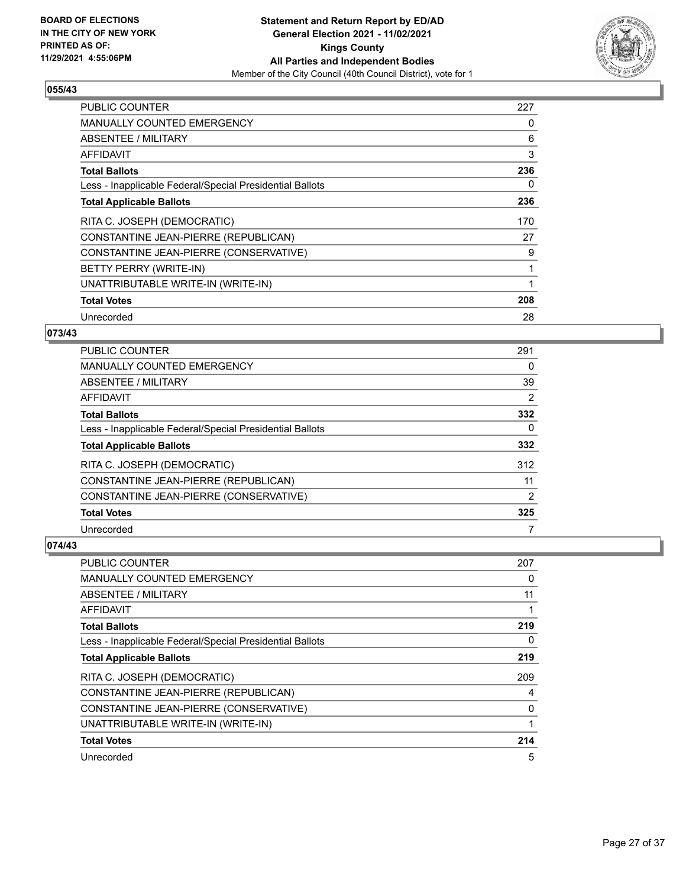**BOARD OF ELECTIONS IN THE CITY OF NEW YORK PRINTED AS OF: 11/29/2021 4:55:06PM**

**Statement and Return Report by ED/AD General Election 2021 - 11/02/2021 Kings County All Parties and Independent Bodies**
Member of the City Council (40th Council District), vote for 1

## 055/43

| | |
|---|---|
| PUBLIC COUNTER | 227 |
| MANUALLY COUNTED EMERGENCY | 0 |
| ABSENTEE / MILITARY | 6 |
| AFFIDAVIT | 3 |
| **Total Ballots** | **236** |
| Less - Inapplicable Federal/Special Presidential Ballots | 0 |
| **Total Applicable Ballots** | **236** |
| RITA C. JOSEPH (DEMOCRATIC) | 170 |
| CONSTANTINE JEAN-PIERRE (REPUBLICAN) | 27 |
| CONSTANTINE JEAN-PIERRE (CONSERVATIVE) | 9 |
| BETTY PERRY (WRITE-IN) | 1 |
| UNATTRIBUTABLE WRITE-IN (WRITE-IN) | 1 |
| **Total Votes** | **208** |
| Unrecorded | 28 |

## 073/43

| | |
|---|---|
| PUBLIC COUNTER | 291 |
| MANUALLY COUNTED EMERGENCY | 0 |
| ABSENTEE / MILITARY | 39 |
| AFFIDAVIT | 2 |
| **Total Ballots** | **332** |
| Less - Inapplicable Federal/Special Presidential Ballots | 0 |
| **Total Applicable Ballots** | **332** |
| RITA C. JOSEPH (DEMOCRATIC) | 312 |
| CONSTANTINE JEAN-PIERRE (REPUBLICAN) | 11 |
| CONSTANTINE JEAN-PIERRE (CONSERVATIVE) | 2 |
| **Total Votes** | **325** |
| Unrecorded | 7 |

## 074/43

| | |
|---|---|
| PUBLIC COUNTER | 207 |
| MANUALLY COUNTED EMERGENCY | 0 |
| ABSENTEE / MILITARY | 11 |
| AFFIDAVIT | 1 |
| **Total Ballots** | **219** |
| Less - Inapplicable Federal/Special Presidential Ballots | 0 |
| **Total Applicable Ballots** | **219** |
| RITA C. JOSEPH (DEMOCRATIC) | 209 |
| CONSTANTINE JEAN-PIERRE (REPUBLICAN) | 4 |
| CONSTANTINE JEAN-PIERRE (CONSERVATIVE) | 0 |
| UNATTRIBUTABLE WRITE-IN (WRITE-IN) | 1 |
| **Total Votes** | **214** |
| Unrecorded | 5 |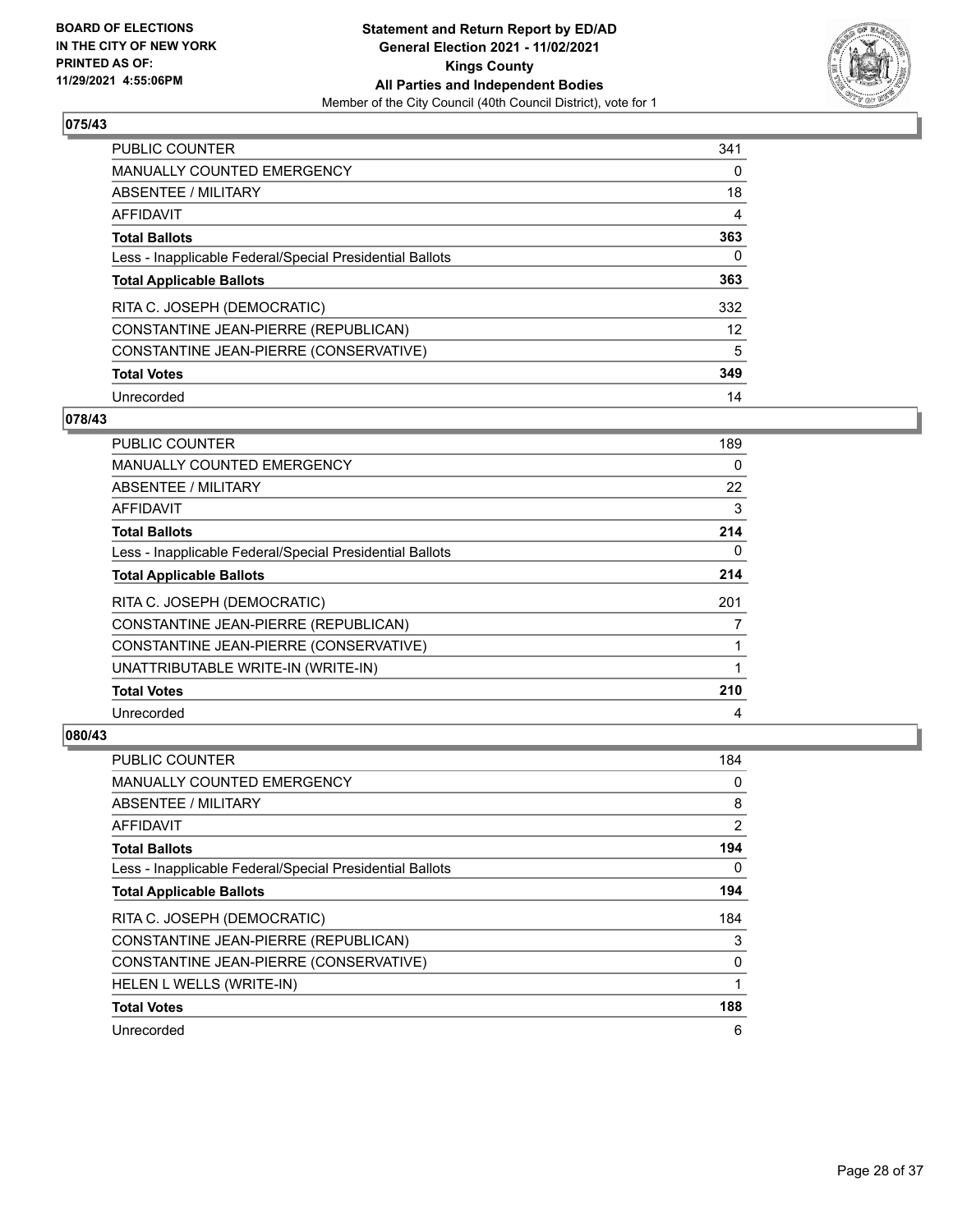**BOARD OF ELECTIONS IN THE CITY OF NEW YORK PRINTED AS OF: 11/29/2021 4:55:06PM**

**Statement and Return Report by ED/AD General Election 2021 - 11/02/2021 Kings County All Parties and Independent Bodies**

Member of the City Council (40th Council District), vote for 1

## 075/43

| | |
|---|---|
| PUBLIC COUNTER | 341 |
| MANUALLY COUNTED EMERGENCY | 0 |
| ABSENTEE / MILITARY | 18 |
| AFFIDAVIT | 4 |
| **Total Ballots** | **363** |
| Less - Inapplicable Federal/Special Presidential Ballots | 0 |
| **Total Applicable Ballots** | **363** |
| RITA C. JOSEPH (DEMOCRATIC) | 332 |
| CONSTANTINE JEAN-PIERRE (REPUBLICAN) | 12 |
| CONSTANTINE JEAN-PIERRE (CONSERVATIVE) | 5 |
| **Total Votes** | **349** |
| Unrecorded | 14 |

## 078/43

| | |
|---|---|
| PUBLIC COUNTER | 189 |
| MANUALLY COUNTED EMERGENCY | 0 |
| ABSENTEE / MILITARY | 22 |
| AFFIDAVIT | 3 |
| **Total Ballots** | **214** |
| Less - Inapplicable Federal/Special Presidential Ballots | 0 |
| **Total Applicable Ballots** | **214** |
| RITA C. JOSEPH (DEMOCRATIC) | 201 |
| CONSTANTINE JEAN-PIERRE (REPUBLICAN) | 7 |
| CONSTANTINE JEAN-PIERRE (CONSERVATIVE) | 1 |
| UNATTRIBUTABLE WRITE-IN (WRITE-IN) | 1 |
| **Total Votes** | **210** |
| Unrecorded | 4 |

## 080/43

| | |
|---|---|
| PUBLIC COUNTER | 184 |
| MANUALLY COUNTED EMERGENCY | 0 |
| ABSENTEE / MILITARY | 8 |
| AFFIDAVIT | 2 |
| **Total Ballots** | **194** |
| Less - Inapplicable Federal/Special Presidential Ballots | 0 |
| **Total Applicable Ballots** | **194** |
| RITA C. JOSEPH (DEMOCRATIC) | 184 |
| CONSTANTINE JEAN-PIERRE (REPUBLICAN) | 3 |
| CONSTANTINE JEAN-PIERRE (CONSERVATIVE) | 0 |
| HELEN L WELLS (WRITE-IN) | 1 |
| **Total Votes** | **188** |
| Unrecorded | 6 |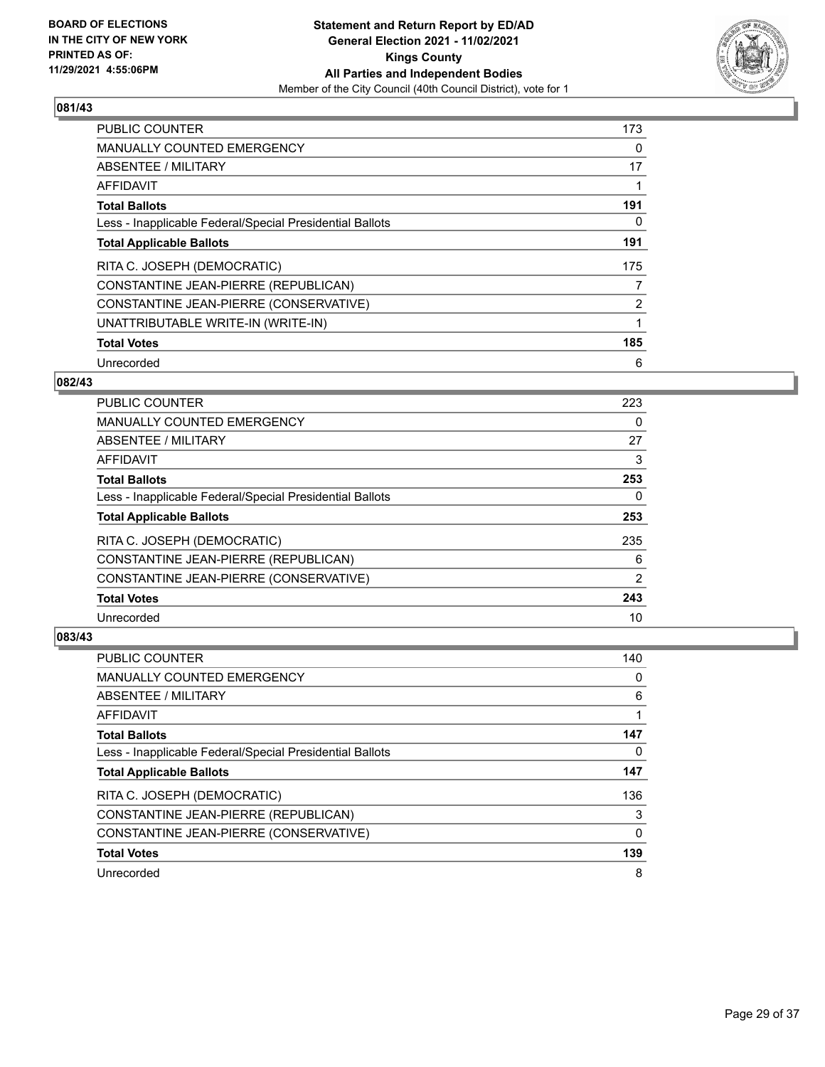**BOARD OF ELECTIONS IN THE CITY OF NEW YORK PRINTED AS OF: 11/29/2021 4:55:06PM**

**Statement and Return Report by ED/AD General Election 2021 - 11/02/2021 Kings County All Parties and Independent Bodies**
Member of the City Council (40th Council District), vote for 1

## 081/43

| | |
|---|---|
| PUBLIC COUNTER | 173 |
| MANUALLY COUNTED EMERGENCY | 0 |
| ABSENTEE / MILITARY | 17 |
| AFFIDAVIT | 1 |
| **Total Ballots** | **191** |
| Less - Inapplicable Federal/Special Presidential Ballots | 0 |
| **Total Applicable Ballots** | **191** |
| RITA C. JOSEPH (DEMOCRATIC) | 175 |
| CONSTANTINE JEAN-PIERRE (REPUBLICAN) | 7 |
| CONSTANTINE JEAN-PIERRE (CONSERVATIVE) | 2 |
| UNATTRIBUTABLE WRITE-IN (WRITE-IN) | 1 |
| **Total Votes** | **185** |
| Unrecorded | 6 |

## 082/43

| | |
|---|---|
| PUBLIC COUNTER | 223 |
| MANUALLY COUNTED EMERGENCY | 0 |
| ABSENTEE / MILITARY | 27 |
| AFFIDAVIT | 3 |
| **Total Ballots** | **253** |
| Less - Inapplicable Federal/Special Presidential Ballots | 0 |
| **Total Applicable Ballots** | **253** |
| RITA C. JOSEPH (DEMOCRATIC) | 235 |
| CONSTANTINE JEAN-PIERRE (REPUBLICAN) | 6 |
| CONSTANTINE JEAN-PIERRE (CONSERVATIVE) | 2 |
| **Total Votes** | **243** |
| Unrecorded | 10 |

## 083/43

| | |
|---|---|
| PUBLIC COUNTER | 140 |
| MANUALLY COUNTED EMERGENCY | 0 |
| ABSENTEE / MILITARY | 6 |
| AFFIDAVIT | 1 |
| **Total Ballots** | **147** |
| Less - Inapplicable Federal/Special Presidential Ballots | 0 |
| **Total Applicable Ballots** | **147** |
| RITA C. JOSEPH (DEMOCRATIC) | 136 |
| CONSTANTINE JEAN-PIERRE (REPUBLICAN) | 3 |
| CONSTANTINE JEAN-PIERRE (CONSERVATIVE) | 0 |
| **Total Votes** | **139** |
| Unrecorded | 8 |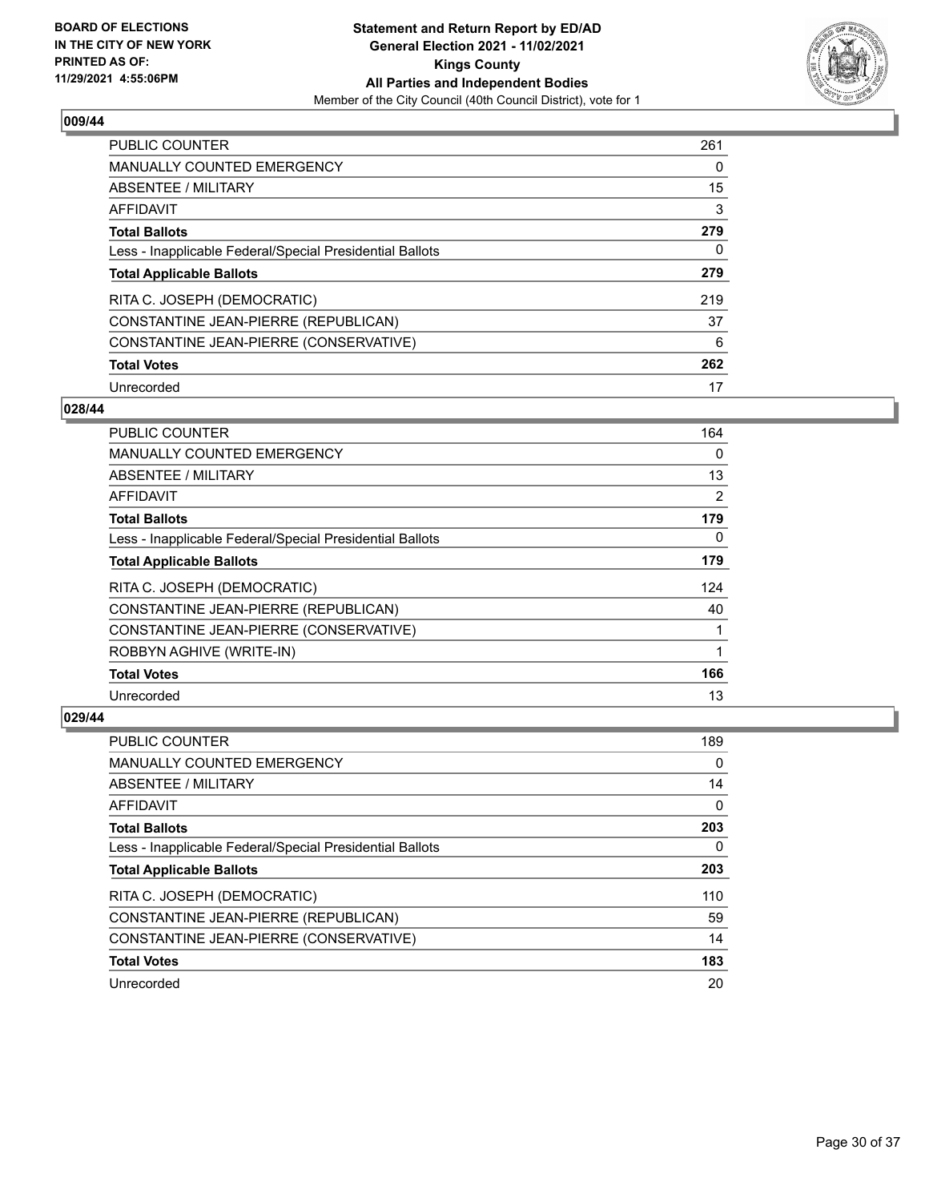BOARD OF ELECTIONS IN THE CITY OF NEW YORK PRINTED AS OF: 11/29/2021 4:55:06PM

**Statement and Return Report by ED/AD General Election 2021 - 11/02/2021 Kings County All Parties and Independent Bodies**

Member of the City Council (40th Council District), vote for 1

## 009/44

| | |
|---|---|
| PUBLIC COUNTER | 261 |
| MANUALLY COUNTED EMERGENCY | 0 |
| ABSENTEE / MILITARY | 15 |
| AFFIDAVIT | 3 |
| **Total Ballots** | **279** |
| Less - Inapplicable Federal/Special Presidential Ballots | 0 |
| **Total Applicable Ballots** | **279** |
| RITA C. JOSEPH (DEMOCRATIC) | 219 |
| CONSTANTINE JEAN-PIERRE (REPUBLICAN) | 37 |
| CONSTANTINE JEAN-PIERRE (CONSERVATIVE) | 6 |
| **Total Votes** | **262** |
| Unrecorded | 17 |

## 028/44

| | |
|---|---|
| PUBLIC COUNTER | 164 |
| MANUALLY COUNTED EMERGENCY | 0 |
| ABSENTEE / MILITARY | 13 |
| AFFIDAVIT | 2 |
| **Total Ballots** | **179** |
| Less - Inapplicable Federal/Special Presidential Ballots | 0 |
| **Total Applicable Ballots** | **179** |
| RITA C. JOSEPH (DEMOCRATIC) | 124 |
| CONSTANTINE JEAN-PIERRE (REPUBLICAN) | 40 |
| CONSTANTINE JEAN-PIERRE (CONSERVATIVE) | 1 |
| ROBBYN AGHIVE (WRITE-IN) | 1 |
| **Total Votes** | **166** |
| Unrecorded | 13 |

## 029/44

| | |
|---|---|
| PUBLIC COUNTER | 189 |
| MANUALLY COUNTED EMERGENCY | 0 |
| ABSENTEE / MILITARY | 14 |
| AFFIDAVIT | 0 |
| **Total Ballots** | **203** |
| Less - Inapplicable Federal/Special Presidential Ballots | 0 |
| **Total Applicable Ballots** | **203** |
| RITA C. JOSEPH (DEMOCRATIC) | 110 |
| CONSTANTINE JEAN-PIERRE (REPUBLICAN) | 59 |
| CONSTANTINE JEAN-PIERRE (CONSERVATIVE) | 14 |
| **Total Votes** | **183** |
| Unrecorded | 20 |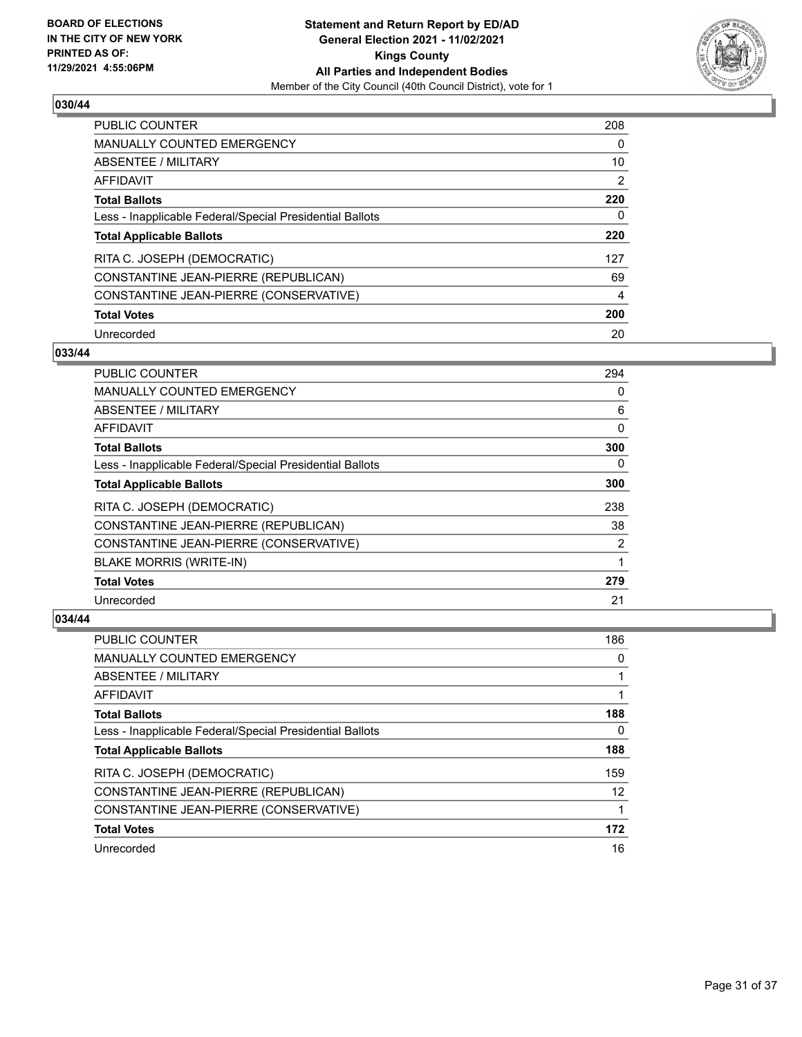**BOARD OF ELECTIONS IN THE CITY OF NEW YORK PRINTED AS OF: 11/29/2021 4:55:06PM**

**Statement and Return Report by ED/AD General Election 2021 - 11/02/2021 Kings County All Parties and Independent Bodies**

Member of the City Council (40th Council District), vote for 1

## 030/44

| | |
|---|---|
| PUBLIC COUNTER | 208 |
| MANUALLY COUNTED EMERGENCY | 0 |
| ABSENTEE / MILITARY | 10 |
| AFFIDAVIT | 2 |
| **Total Ballots** | **220** |
| Less - Inapplicable Federal/Special Presidential Ballots | 0 |
| **Total Applicable Ballots** | **220** |
| RITA C. JOSEPH (DEMOCRATIC) | 127 |
| CONSTANTINE JEAN-PIERRE (REPUBLICAN) | 69 |
| CONSTANTINE JEAN-PIERRE (CONSERVATIVE) | 4 |
| **Total Votes** | **200** |
| Unrecorded | 20 |

## 033/44

| | |
|---|---|
| PUBLIC COUNTER | 294 |
| MANUALLY COUNTED EMERGENCY | 0 |
| ABSENTEE / MILITARY | 6 |
| AFFIDAVIT | 0 |
| **Total Ballots** | **300** |
| Less - Inapplicable Federal/Special Presidential Ballots | 0 |
| **Total Applicable Ballots** | **300** |
| RITA C. JOSEPH (DEMOCRATIC) | 238 |
| CONSTANTINE JEAN-PIERRE (REPUBLICAN) | 38 |
| CONSTANTINE JEAN-PIERRE (CONSERVATIVE) | 2 |
| BLAKE MORRIS (WRITE-IN) | 1 |
| **Total Votes** | **279** |
| Unrecorded | 21 |

## 034/44

| | |
|---|---|
| PUBLIC COUNTER | 186 |
| MANUALLY COUNTED EMERGENCY | 0 |
| ABSENTEE / MILITARY | 1 |
| AFFIDAVIT | 1 |
| **Total Ballots** | **188** |
| Less - Inapplicable Federal/Special Presidential Ballots | 0 |
| **Total Applicable Ballots** | **188** |
| RITA C. JOSEPH (DEMOCRATIC) | 159 |
| CONSTANTINE JEAN-PIERRE (REPUBLICAN) | 12 |
| CONSTANTINE JEAN-PIERRE (CONSERVATIVE) | 1 |
| **Total Votes** | **172** |
| Unrecorded | 16 |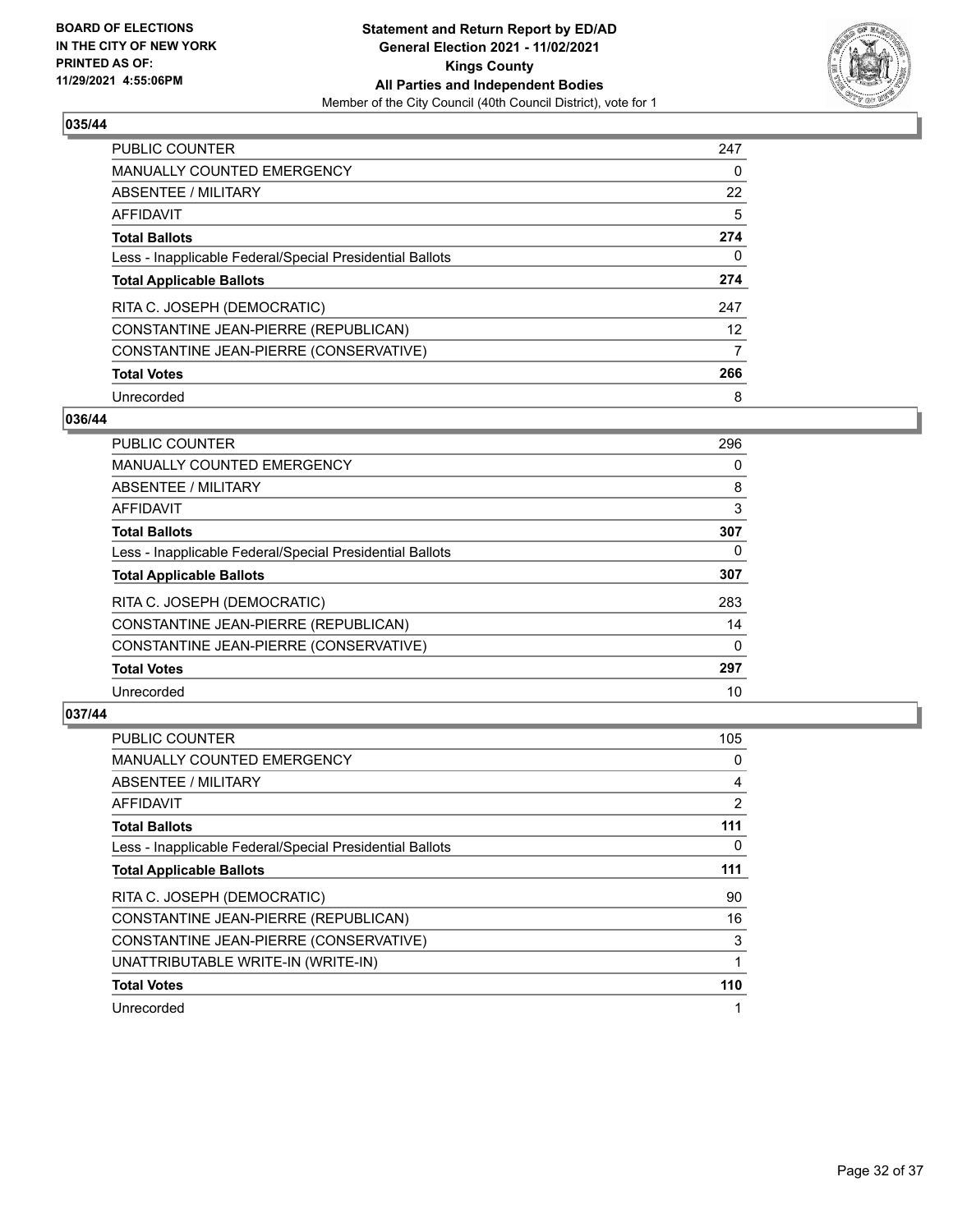**BOARD OF ELECTIONS IN THE CITY OF NEW YORK PRINTED AS OF: 11/29/2021 4:55:06PM**

**Statement and Return Report by ED/AD General Election 2021 - 11/02/2021 Kings County All Parties and Independent Bodies**

Member of the City Council (40th Council District), vote for 1

## 035/44

| | |
|---|---|
| PUBLIC COUNTER | 247 |
| MANUALLY COUNTED EMERGENCY | 0 |
| ABSENTEE / MILITARY | 22 |
| AFFIDAVIT | 5 |
| **Total Ballots** | **274** |
| Less - Inapplicable Federal/Special Presidential Ballots | 0 |
| **Total Applicable Ballots** | **274** |
| RITA C. JOSEPH (DEMOCRATIC) | 247 |
| CONSTANTINE JEAN-PIERRE (REPUBLICAN) | 12 |
| CONSTANTINE JEAN-PIERRE (CONSERVATIVE) | 7 |
| **Total Votes** | **266** |
| Unrecorded | 8 |

## 036/44

| | |
|---|---|
| PUBLIC COUNTER | 296 |
| MANUALLY COUNTED EMERGENCY | 0 |
| ABSENTEE / MILITARY | 8 |
| AFFIDAVIT | 3 |
| **Total Ballots** | **307** |
| Less - Inapplicable Federal/Special Presidential Ballots | 0 |
| **Total Applicable Ballots** | **307** |
| RITA C. JOSEPH (DEMOCRATIC) | 283 |
| CONSTANTINE JEAN-PIERRE (REPUBLICAN) | 14 |
| CONSTANTINE JEAN-PIERRE (CONSERVATIVE) | 0 |
| **Total Votes** | **297** |
| Unrecorded | 10 |

## 037/44

| | |
|---|---|
| PUBLIC COUNTER | 105 |
| MANUALLY COUNTED EMERGENCY | 0 |
| ABSENTEE / MILITARY | 4 |
| AFFIDAVIT | 2 |
| **Total Ballots** | **111** |
| Less - Inapplicable Federal/Special Presidential Ballots | 0 |
| **Total Applicable Ballots** | **111** |
| RITA C. JOSEPH (DEMOCRATIC) | 90 |
| CONSTANTINE JEAN-PIERRE (REPUBLICAN) | 16 |
| CONSTANTINE JEAN-PIERRE (CONSERVATIVE) | 3 |
| UNATTRIBUTABLE WRITE-IN (WRITE-IN) | 1 |
| **Total Votes** | **110** |
| Unrecorded | 1 |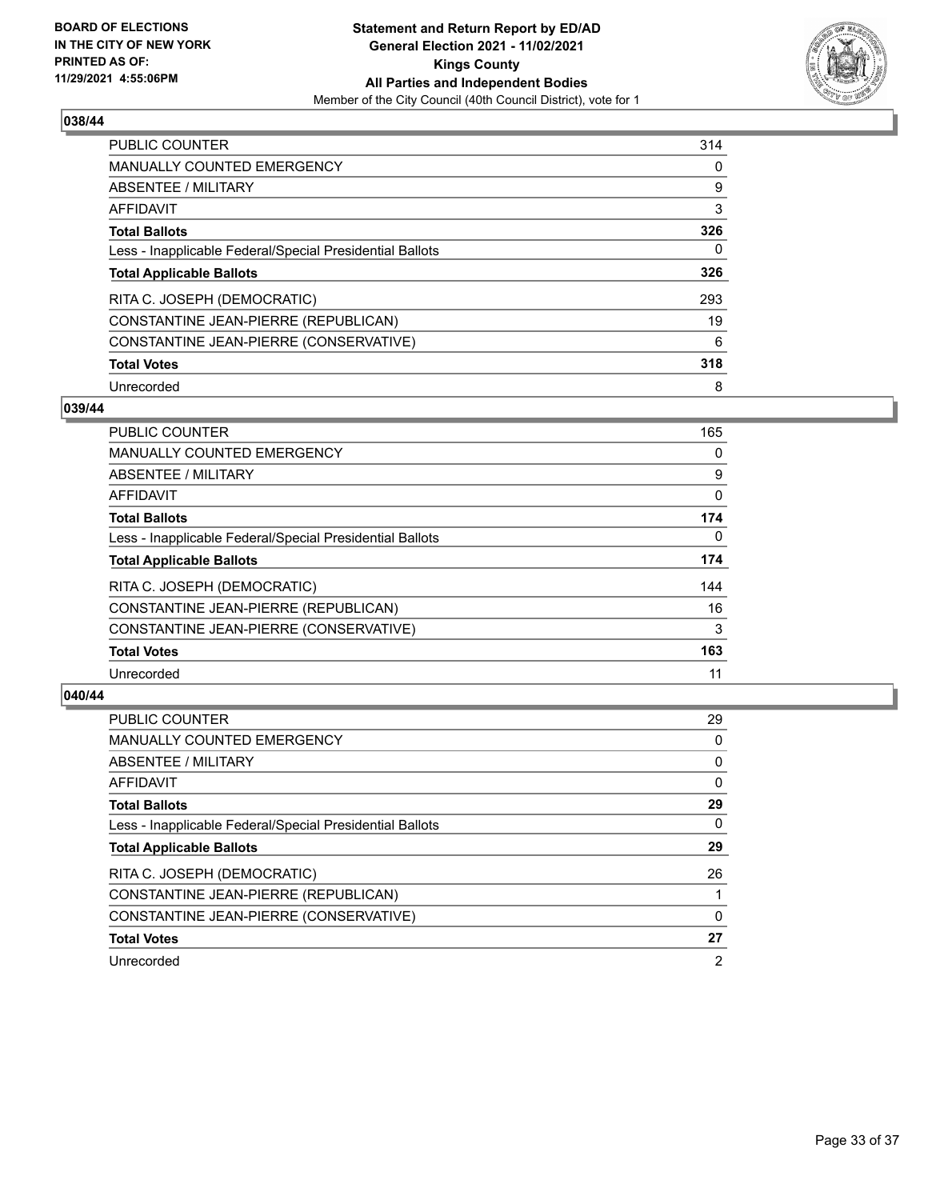## 038/44

| | |
|---|---|
| PUBLIC COUNTER | 314 |
| MANUALLY COUNTED EMERGENCY | 0 |
| ABSENTEE / MILITARY | 9 |
| AFFIDAVIT | 3 |
| **Total Ballots** | **326** |
| Less - Inapplicable Federal/Special Presidential Ballots | 0 |
| **Total Applicable Ballots** | **326** |
| RITA C. JOSEPH (DEMOCRATIC) | 293 |
| CONSTANTINE JEAN-PIERRE (REPUBLICAN) | 19 |
| CONSTANTINE JEAN-PIERRE (CONSERVATIVE) | 6 |
| **Total Votes** | **318** |
| Unrecorded | 8 |

## 039/44

| | |
|---|---|
| PUBLIC COUNTER | 165 |
| MANUALLY COUNTED EMERGENCY | 0 |
| ABSENTEE / MILITARY | 9 |
| AFFIDAVIT | 0 |
| **Total Ballots** | **174** |
| Less - Inapplicable Federal/Special Presidential Ballots | 0 |
| **Total Applicable Ballots** | **174** |
| RITA C. JOSEPH (DEMOCRATIC) | 144 |
| CONSTANTINE JEAN-PIERRE (REPUBLICAN) | 16 |
| CONSTANTINE JEAN-PIERRE (CONSERVATIVE) | 3 |
| **Total Votes** | **163** |
| Unrecorded | 11 |

## 040/44

| | |
|---|---|
| PUBLIC COUNTER | 29 |
| MANUALLY COUNTED EMERGENCY | 0 |
| ABSENTEE / MILITARY | 0 |
| AFFIDAVIT | 0 |
| **Total Ballots** | **29** |
| Less - Inapplicable Federal/Special Presidential Ballots | 0 |
| **Total Applicable Ballots** | **29** |
| RITA C. JOSEPH (DEMOCRATIC) | 26 |
| CONSTANTINE JEAN-PIERRE (REPUBLICAN) | 1 |
| CONSTANTINE JEAN-PIERRE (CONSERVATIVE) | 0 |
| **Total Votes** | **27** |
| Unrecorded | 2 |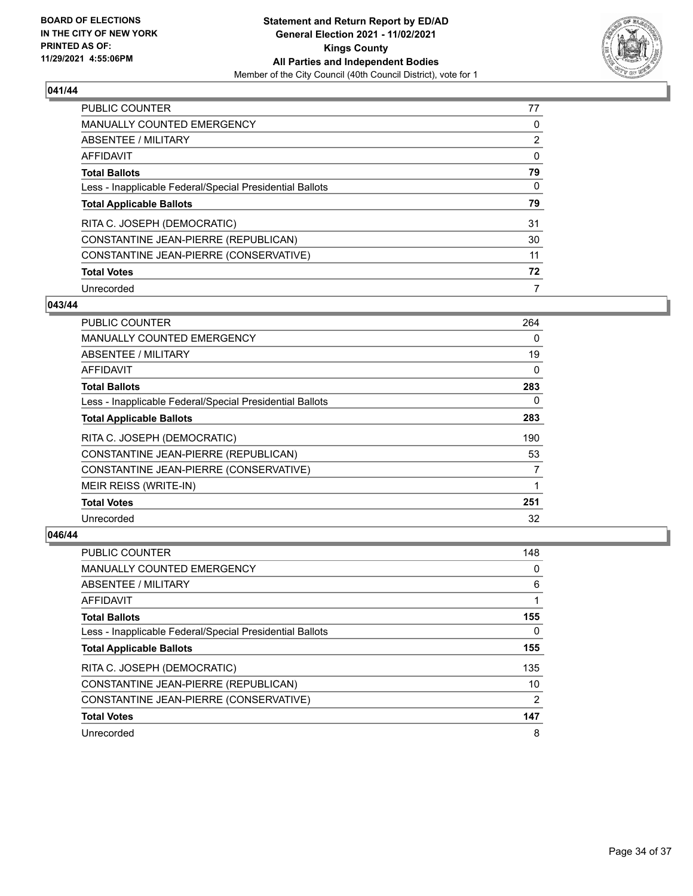## 041/44

| | |
|---|---|
| PUBLIC COUNTER | 77 |
| MANUALLY COUNTED EMERGENCY | 0 |
| ABSENTEE / MILITARY | 2 |
| AFFIDAVIT | 0 |
| **Total Ballots** | **79** |
| Less - Inapplicable Federal/Special Presidential Ballots | 0 |
| **Total Applicable Ballots** | **79** |
| RITA C. JOSEPH (DEMOCRATIC) | 31 |
| CONSTANTINE JEAN-PIERRE (REPUBLICAN) | 30 |
| CONSTANTINE JEAN-PIERRE (CONSERVATIVE) | 11 |
| **Total Votes** | **72** |
| Unrecorded | 7 |

## 043/44

| | |
|---|---|
| PUBLIC COUNTER | 264 |
| MANUALLY COUNTED EMERGENCY | 0 |
| ABSENTEE / MILITARY | 19 |
| AFFIDAVIT | 0 |
| **Total Ballots** | **283** |
| Less - Inapplicable Federal/Special Presidential Ballots | 0 |
| **Total Applicable Ballots** | **283** |
| RITA C. JOSEPH (DEMOCRATIC) | 190 |
| CONSTANTINE JEAN-PIERRE (REPUBLICAN) | 53 |
| CONSTANTINE JEAN-PIERRE (CONSERVATIVE) | 7 |
| MEIR REISS (WRITE-IN) | 1 |
| **Total Votes** | **251** |
| Unrecorded | 32 |

## 046/44

| | |
|---|---|
| PUBLIC COUNTER | 148 |
| MANUALLY COUNTED EMERGENCY | 0 |
| ABSENTEE / MILITARY | 6 |
| AFFIDAVIT | 1 |
| **Total Ballots** | **155** |
| Less - Inapplicable Federal/Special Presidential Ballots | 0 |
| **Total Applicable Ballots** | **155** |
| RITA C. JOSEPH (DEMOCRATIC) | 135 |
| CONSTANTINE JEAN-PIERRE (REPUBLICAN) | 10 |
| CONSTANTINE JEAN-PIERRE (CONSERVATIVE) | 2 |
| **Total Votes** | **147** |
| Unrecorded | 8 |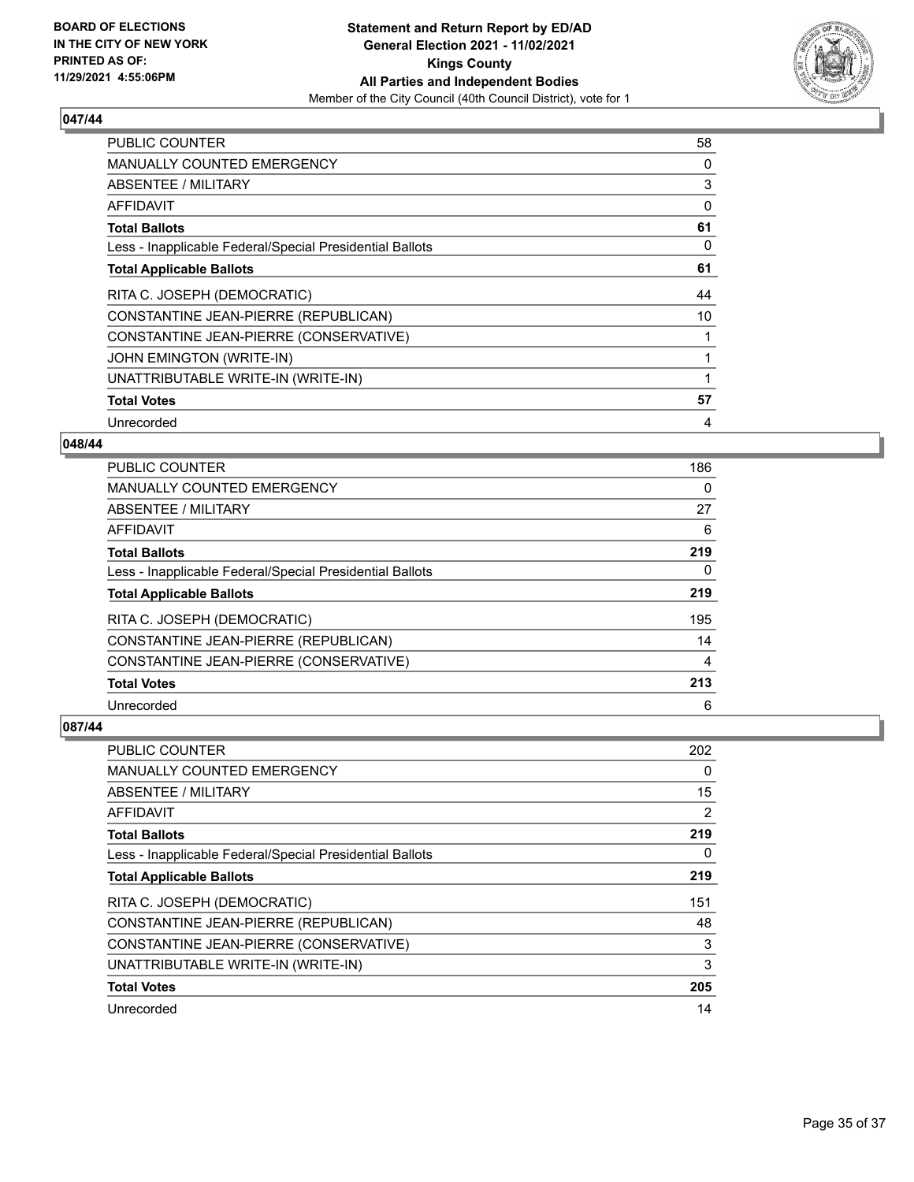**BOARD OF ELECTIONS IN THE CITY OF NEW YORK PRINTED AS OF: 11/29/2021 4:55:06PM**

**Statement and Return Report by ED/AD**
**General Election 2021 - 11/02/2021**
**Kings County**
**All Parties and Independent Bodies**
Member of the City Council (40th Council District), vote for 1

### 047/44

| | |
|---|---|
| PUBLIC COUNTER | 58 |
| MANUALLY COUNTED EMERGENCY | 0 |
| ABSENTEE / MILITARY | 3 |
| AFFIDAVIT | 0 |
| **Total Ballots** | **61** |
| Less - Inapplicable Federal/Special Presidential Ballots | 0 |
| **Total Applicable Ballots** | **61** |
| RITA C. JOSEPH (DEMOCRATIC) | 44 |
| CONSTANTINE JEAN-PIERRE (REPUBLICAN) | 10 |
| CONSTANTINE JEAN-PIERRE (CONSERVATIVE) | 1 |
| JOHN EMINGTON (WRITE-IN) | 1 |
| UNATTRIBUTABLE WRITE-IN (WRITE-IN) | 1 |
| **Total Votes** | **57** |
| Unrecorded | 4 |

### 048/44

| | |
|---|---|
| PUBLIC COUNTER | 186 |
| MANUALLY COUNTED EMERGENCY | 0 |
| ABSENTEE / MILITARY | 27 |
| AFFIDAVIT | 6 |
| **Total Ballots** | **219** |
| Less - Inapplicable Federal/Special Presidential Ballots | 0 |
| **Total Applicable Ballots** | **219** |
| RITA C. JOSEPH (DEMOCRATIC) | 195 |
| CONSTANTINE JEAN-PIERRE (REPUBLICAN) | 14 |
| CONSTANTINE JEAN-PIERRE (CONSERVATIVE) | 4 |
| **Total Votes** | **213** |
| Unrecorded | 6 |

### 087/44

| | |
|---|---|
| PUBLIC COUNTER | 202 |
| MANUALLY COUNTED EMERGENCY | 0 |
| ABSENTEE / MILITARY | 15 |
| AFFIDAVIT | 2 |
| **Total Ballots** | **219** |
| Less - Inapplicable Federal/Special Presidential Ballots | 0 |
| **Total Applicable Ballots** | **219** |
| RITA C. JOSEPH (DEMOCRATIC) | 151 |
| CONSTANTINE JEAN-PIERRE (REPUBLICAN) | 48 |
| CONSTANTINE JEAN-PIERRE (CONSERVATIVE) | 3 |
| UNATTRIBUTABLE WRITE-IN (WRITE-IN) | 3 |
| **Total Votes** | **205** |
| Unrecorded | 14 |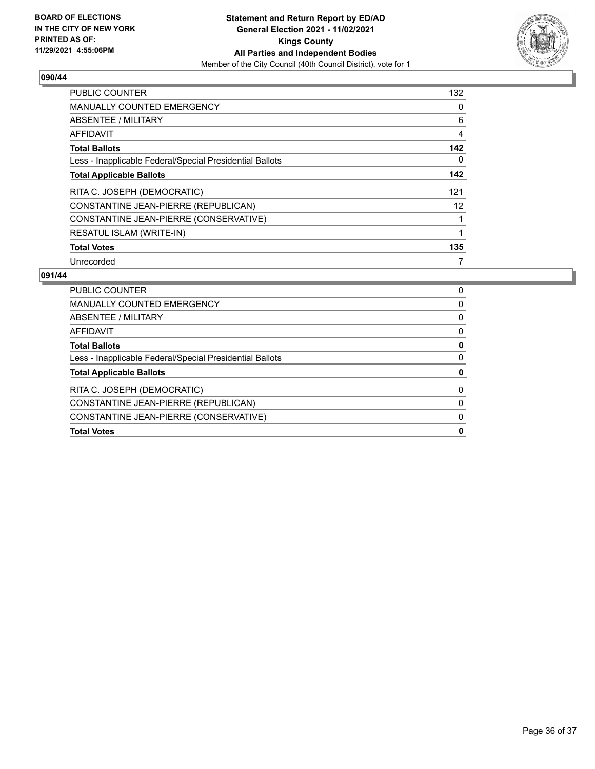## 090/44

| | |
|---|---|
| PUBLIC COUNTER | 132 |
| MANUALLY COUNTED EMERGENCY | 0 |
| ABSENTEE / MILITARY | 6 |
| AFFIDAVIT | 4 |
| **Total Ballots** | **142** |
| Less - Inapplicable Federal/Special Presidential Ballots | 0 |
| **Total Applicable Ballots** | **142** |
| RITA C. JOSEPH (DEMOCRATIC) | 121 |
| CONSTANTINE JEAN-PIERRE (REPUBLICAN) | 12 |
| CONSTANTINE JEAN-PIERRE (CONSERVATIVE) | 1 |
| RESATUL ISLAM (WRITE-IN) | 1 |
| **Total Votes** | **135** |
| Unrecorded | 7 |

## 091/44

| | |
|---|---|
| PUBLIC COUNTER | 0 |
| MANUALLY COUNTED EMERGENCY | 0 |
| ABSENTEE / MILITARY | 0 |
| AFFIDAVIT | 0 |
| **Total Ballots** | **0** |
| Less - Inapplicable Federal/Special Presidential Ballots | 0 |
| **Total Applicable Ballots** | **0** |
| RITA C. JOSEPH (DEMOCRATIC) | 0 |
| CONSTANTINE JEAN-PIERRE (REPUBLICAN) | 0 |
| CONSTANTINE JEAN-PIERRE (CONSERVATIVE) | 0 |
| **Total Votes** | **0** |